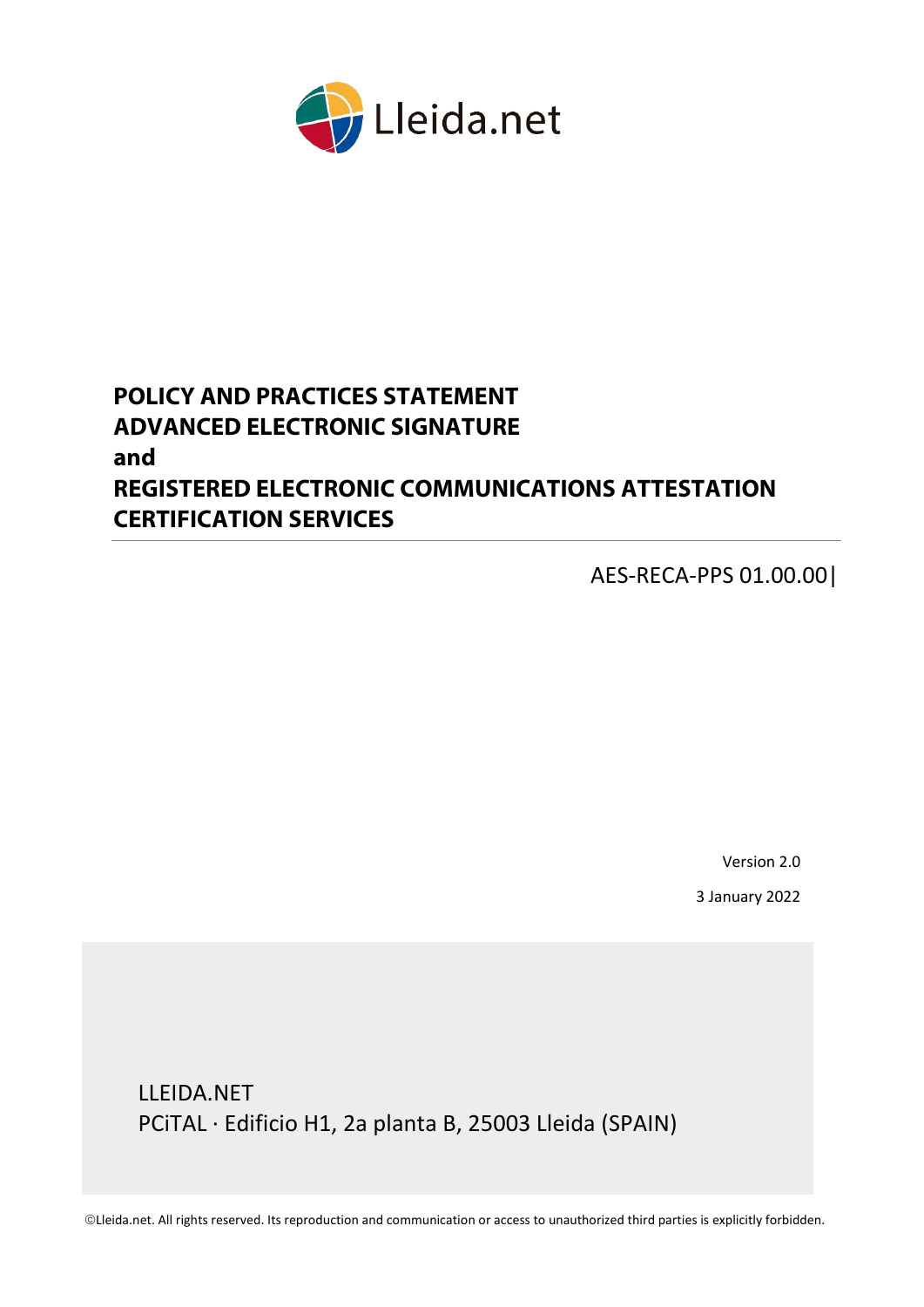Lleida.net

# POLICY AND PRACTICES STATEMENT ADVANCED ELECTRONIC SIGNATURE and REGISTERED ELECTRONIC COMMUNICATIONS ATTESTATION CERTIFICATION SERVICES

AES-RECA-PPS 01.00.00|

Version 2.0

3 January 2022

LLEIDA.NET
PCiTAL · Edificio H1, 2a planta B, 25003 Lleida (SPAIN)

©Lleida.net. All rights reserved. Its reproduction and communication or access to unauthorized third parties is explicitly forbidden.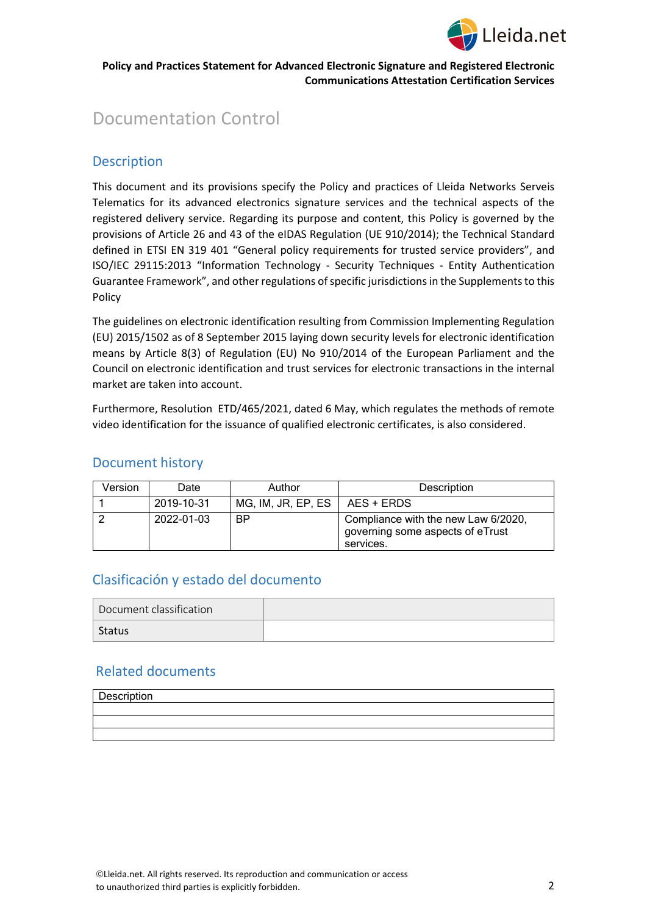# Documentation Control

## Description

This document and its provisions specify the Policy and practices of Lleida Networks Serveis Telematics for its advanced electronics signature services and the technical aspects of the registered delivery service. Regarding its purpose and content, this Policy is governed by the provisions of Article 26 and 43 of the eIDAS Regulation (UE 910/2014); the Technical Standard defined in ETSI EN 319 401 "General policy requirements for trusted service providers", and ISO/IEC 29115:2013 "Information Technology - Security Techniques - Entity Authentication Guarantee Framework", and other regulations of specific jurisdictions in the Supplements to this Policy

The guidelines on electronic identification resulting from Commission Implementing Regulation (EU) 2015/1502 as of 8 September 2015 laying down security levels for electronic identification means by Article 8(3) of Regulation (EU) No 910/2014 of the European Parliament and the Council on electronic identification and trust services for electronic transactions in the internal market are taken into account.

Furthermore, Resolution ETD/465/2021, dated 6 May, which regulates the methods of remote video identification for the issuance of qualified electronic certificates, is also considered.

## Document history

| Version | Date | Author | Description |
|---|---|---|---|
| 1 | 2019-10-31 | MG, IM, JR, EP, ES | AES + ERDS |
| 2 | 2022-01-03 | BP | Compliance with the new Law 6/2020, governing some aspects of eTrust services. |

## Clasificación y estado del documento

| Document classification | |
|---|---|
| Status | |

## Related documents

| Description |
|---|
| |
| |
| |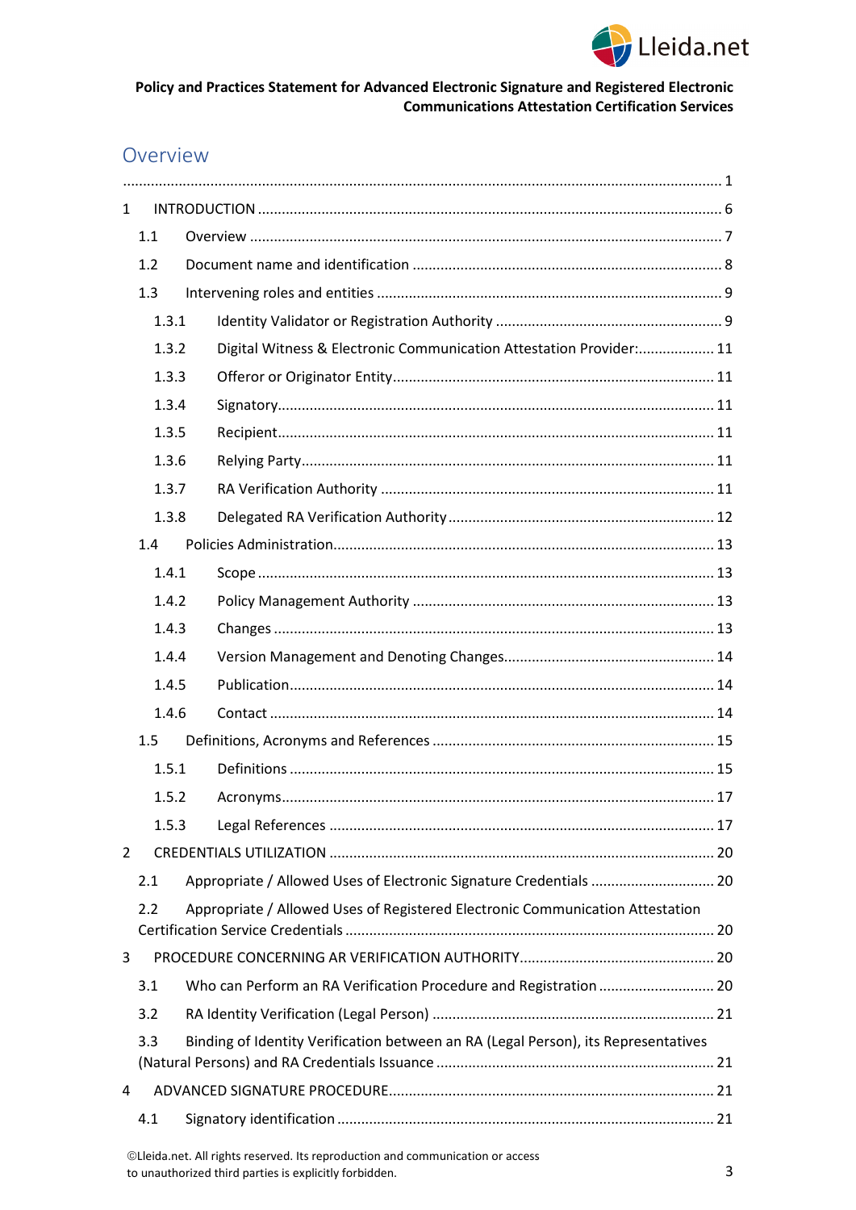## Overview

...................................................................................................................................... 1

1 INTRODUCTION ..................................................................................................... 6

1.1 Overview ....................................................................................................... 7

1.2 Document name and identification ................................................................ 8

1.3 Intervening roles and entities ......................................................................... 9

1.3.1 Identity Validator or Registration Authority ............................................... 9

1.3.2 Digital Witness & Electronic Communication Attestation Provider:.................... 11

1.3.3 Offeror or Originator Entity......................................................................... 11

1.3.4 Signatory...................................................................................................... 11

1.3.5 Recipient...................................................................................................... 11

1.3.6 Relying Party................................................................................................. 11

1.3.7 RA Verification Authority ............................................................................. 11

1.3.8 Delegated RA Verification Authority ............................................................ 12

1.4 Policies Administration...................................................................................... 13

1.4.1 Scope ........................................................................................................... 13

1.4.2 Policy Management Authority ..................................................................... 13

1.4.3 Changes ....................................................................................................... 13

1.4.4 Version Management and Denoting Changes.............................................. 14

1.4.5 Publication.................................................................................................... 14

1.4.6 Contact ........................................................................................................ 14

1.5 Definitions, Acronyms and References ............................................................. 15

1.5.1 Definitions ................................................................................................... 15

1.5.2 Acronyms...................................................................................................... 17

1.5.3 Legal References .......................................................................................... 17

2 CREDENTIALS UTILIZATION ................................................................................... 20

2.1 Appropriate / Allowed Uses of Electronic Signature Credentials ........................ 20

2.2 Appropriate / Allowed Uses of Registered Electronic Communication Attestation Certification Service Credentials ........................................................................... 20

3 PROCEDURE CONCERNING AR VERIFICATION AUTHORITY.......................................... 20

3.1 Who can Perform an RA Verification Procedure and Registration ...................... 20

3.2 RA Identity Verification (Legal Person) ............................................................. 21

3.3 Binding of Identity Verification between an RA (Legal Person), its Representatives (Natural Persons) and RA Credentials Issuance ............................................................. 21

4 ADVANCED SIGNATURE PROCEDURE...................................................................... 21

4.1 Signatory identification ..................................................................................... 21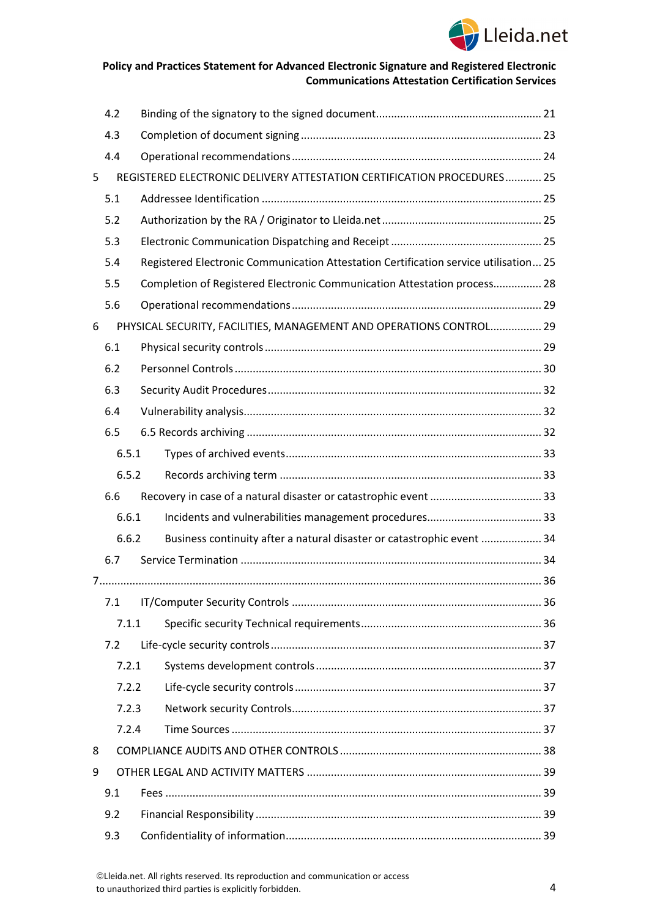4.2 Binding of the signatory to the signed document ........................................................ 21

4.3 Completion of document signing ................................................................................. 23

4.4 Operational recommendations ...................................................................................... 24

5 REGISTERED ELECTRONIC DELIVERY ATTESTATION CERTIFICATION PROCEDURES ............ 25

5.1 Addressee Identification ............................................................................................... 25

5.2 Authorization by the RA / Originator to Lleida.net ....................................................... 25

5.3 Electronic Communication Dispatching and Receipt ..................................................... 25

5.4 Registered Electronic Communication Attestation Certification service utilisation ... 25

5.5 Completion of Registered Electronic Communication Attestation process ................ 28

5.6 Operational recommendations ...................................................................................... 29

6 PHYSICAL SECURITY, FACILITIES, MANAGEMENT AND OPERATIONS CONTROL ................. 29

6.1 Physical security controls .............................................................................................. 29

6.2 Personnel Controls ......................................................................................................... 30

6.3 Security Audit Procedures ............................................................................................. 32

6.4 Vulnerability analysis..................................................................................................... 32

6.5 6.5 Records archiving .................................................................................................... 32

6.5.1 Types of archived events ........................................................................................... 33

6.5.2 Records archiving term ............................................................................................. 33

6.6 Recovery in case of a natural disaster or catastrophic event ..................................... 33

6.6.1 Incidents and vulnerabilities management procedures ............................................ 33

6.6.2 Business continuity after a natural disaster or catastrophic event .................... 34

6.7 Service Termination ...................................................................................................... 34

7 ............................................................................................................................................. 36

7.1 IT/Computer Security Controls ..................................................................................... 36

7.1.1 Specific security Technical requirements ................................................................... 36

7.2 Life-cycle security controls ............................................................................................ 37

7.2.1 Systems development controls .................................................................................. 37

7.2.2 Life-cycle security controls ......................................................................................... 37

7.2.3 Network security Controls .......................................................................................... 37

7.2.4 Time Sources .............................................................................................................. 37

8 COMPLIANCE AUDITS AND OTHER CONTROLS .................................................................. 38

9 OTHER LEGAL AND ACTIVITY MATTERS ............................................................................. 39

9.1 Fees ................................................................................................................................ 39

9.2 Financial Responsibility .................................................................................................. 39

9.3 Confidentiality of information ....................................................................................... 39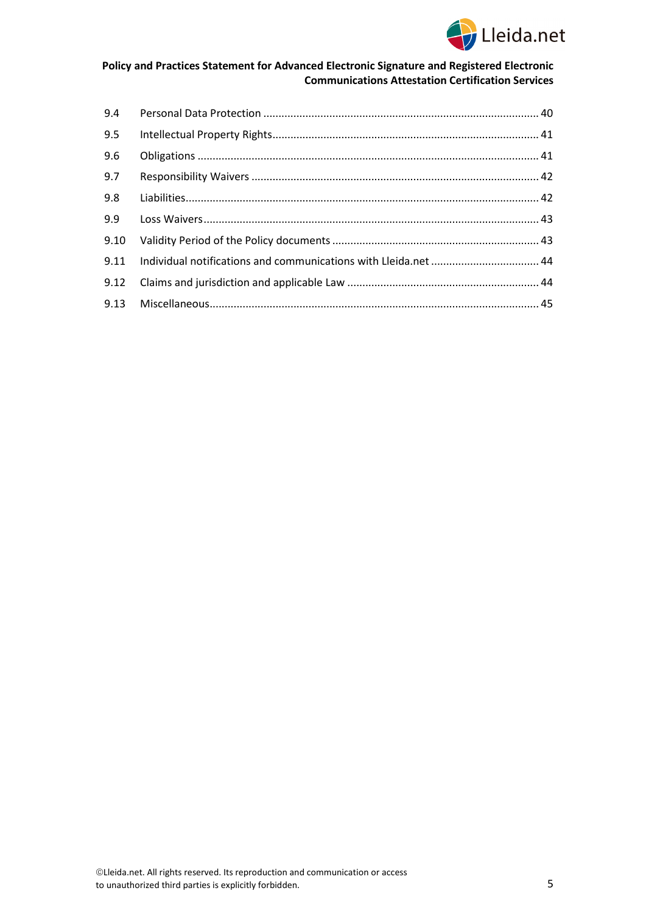9.4 Personal Data Protection ........................................................................................ 40
9.5 Intellectual Property Rights...................................................................................... 41
9.6 Obligations ................................................................................................................ 41
9.7 Responsibility Waivers .............................................................................................. 42
9.8 Liabilities.................................................................................................................... 42
9.9 Loss Waivers .............................................................................................................. 43
9.10 Validity Period of the Policy documents .................................................................. 43
9.11 Individual notifications and communications with Lleida.net .................................. 44
9.12 Claims and jurisdiction and applicable Law .............................................................. 44
9.13 Miscellaneous............................................................................................................ 45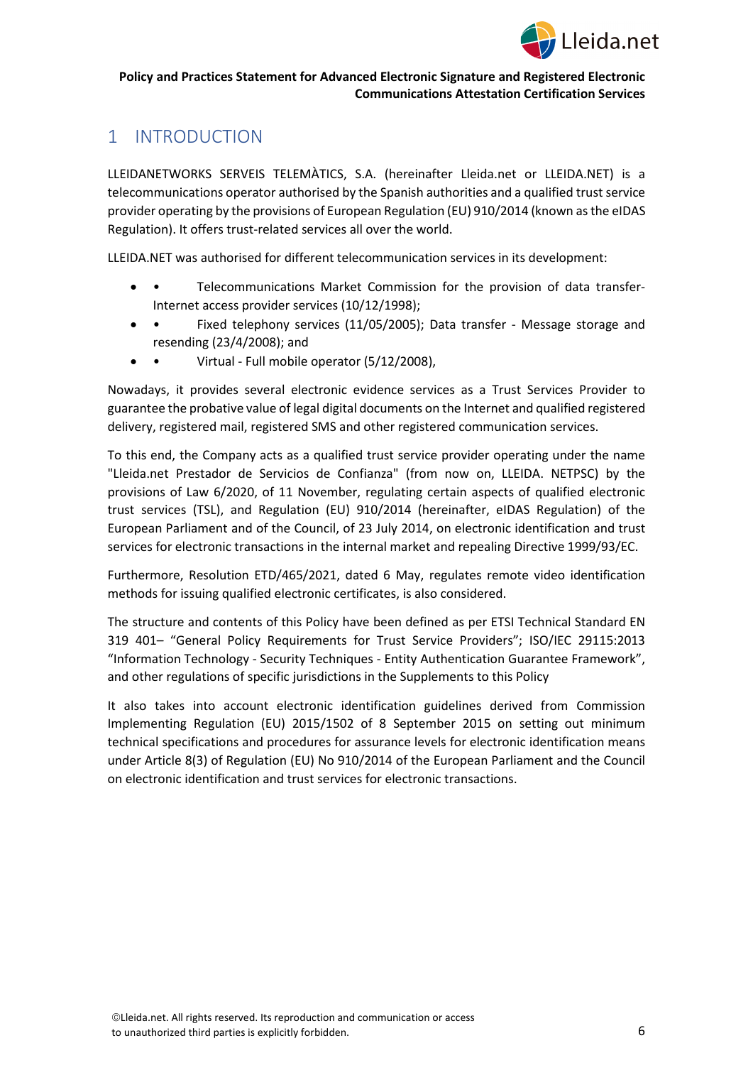# 1 INTRODUCTION

LLEIDANETWORKS SERVEIS TELEMÀTICS, S.A. (hereinafter Lleida.net or LLEIDA.NET) is a telecommunications operator authorised by the Spanish authorities and a qualified trust service provider operating by the provisions of European Regulation (EU) 910/2014 (known as the eIDAS Regulation). It offers trust-related services all over the world.

LLEIDA.NET was authorised for different telecommunication services in its development:

- • Telecommunications Market Commission for the provision of data transfer-Internet access provider services (10/12/1998);
- • Fixed telephony services (11/05/2005); Data transfer - Message storage and resending (23/4/2008); and
- • Virtual - Full mobile operator (5/12/2008),

Nowadays, it provides several electronic evidence services as a Trust Services Provider to guarantee the probative value of legal digital documents on the Internet and qualified registered delivery, registered mail, registered SMS and other registered communication services.

To this end, the Company acts as a qualified trust service provider operating under the name "Lleida.net Prestador de Servicios de Confianza" (from now on, LLEIDA. NETPSC) by the provisions of Law 6/2020, of 11 November, regulating certain aspects of qualified electronic trust services (TSL), and Regulation (EU) 910/2014 (hereinafter, eIDAS Regulation) of the European Parliament and of the Council, of 23 July 2014, on electronic identification and trust services for electronic transactions in the internal market and repealing Directive 1999/93/EC.

Furthermore, Resolution ETD/465/2021, dated 6 May, regulates remote video identification methods for issuing qualified electronic certificates, is also considered.

The structure and contents of this Policy have been defined as per ETSI Technical Standard EN 319 401– "General Policy Requirements for Trust Service Providers"; ISO/IEC 29115:2013 "Information Technology - Security Techniques - Entity Authentication Guarantee Framework", and other regulations of specific jurisdictions in the Supplements to this Policy

It also takes into account electronic identification guidelines derived from Commission Implementing Regulation (EU) 2015/1502 of 8 September 2015 on setting out minimum technical specifications and procedures for assurance levels for electronic identification means under Article 8(3) of Regulation (EU) No 910/2014 of the European Parliament and the Council on electronic identification and trust services for electronic transactions.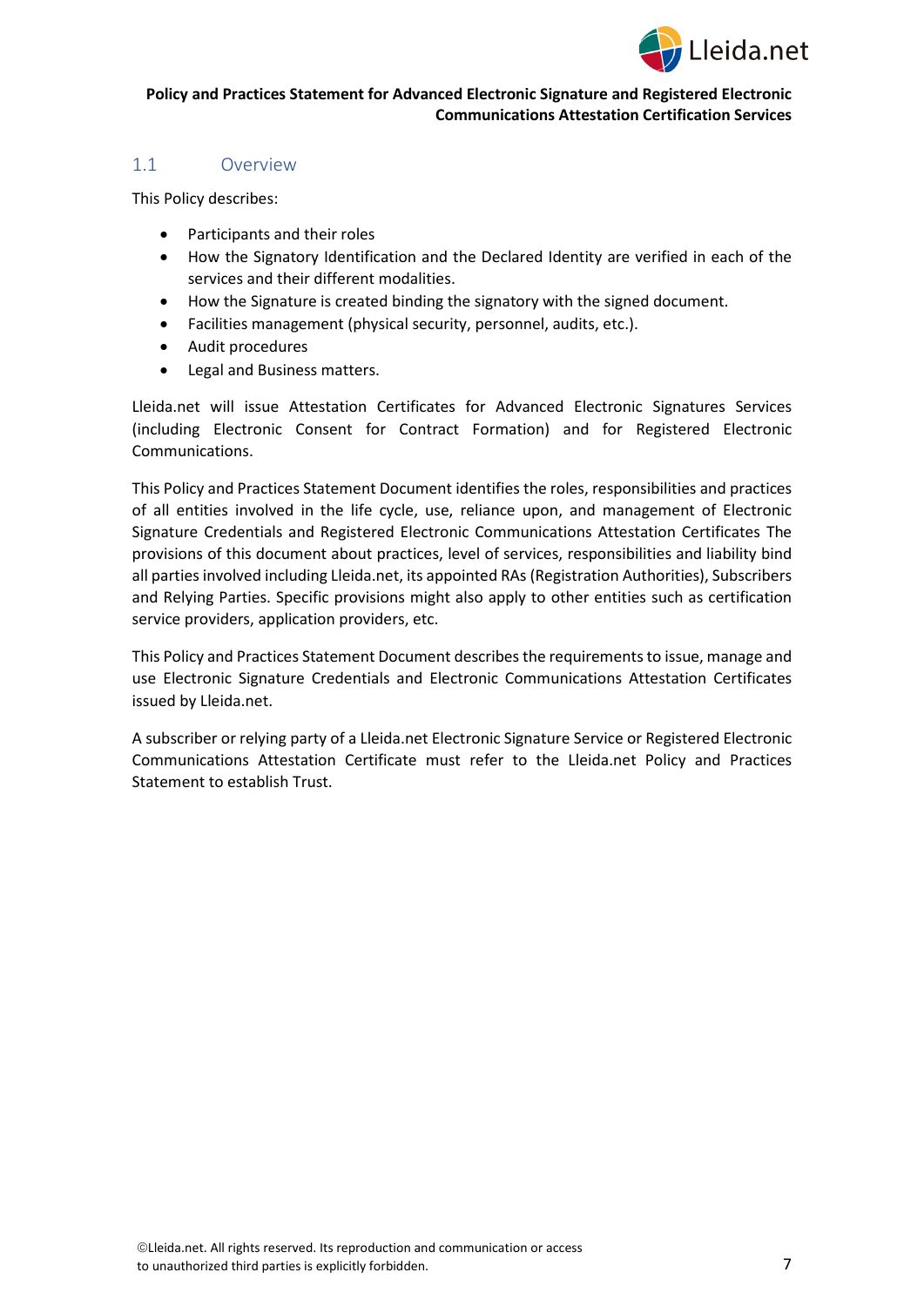## 1.1 Overview

This Policy describes:

- Participants and their roles
- How the Signatory Identification and the Declared Identity are verified in each of the services and their different modalities.
- How the Signature is created binding the signatory with the signed document.
- Facilities management (physical security, personnel, audits, etc.).
- Audit procedures
- Legal and Business matters.

Lleida.net will issue Attestation Certificates for Advanced Electronic Signatures Services (including Electronic Consent for Contract Formation) and for Registered Electronic Communications.

This Policy and Practices Statement Document identifies the roles, responsibilities and practices of all entities involved in the life cycle, use, reliance upon, and management of Electronic Signature Credentials and Registered Electronic Communications Attestation Certificates The provisions of this document about practices, level of services, responsibilities and liability bind all parties involved including Lleida.net, its appointed RAs (Registration Authorities), Subscribers and Relying Parties. Specific provisions might also apply to other entities such as certification service providers, application providers, etc.

This Policy and Practices Statement Document describes the requirements to issue, manage and use Electronic Signature Credentials and Electronic Communications Attestation Certificates issued by Lleida.net.

A subscriber or relying party of a Lleida.net Electronic Signature Service or Registered Electronic Communications Attestation Certificate must refer to the Lleida.net Policy and Practices Statement to establish Trust.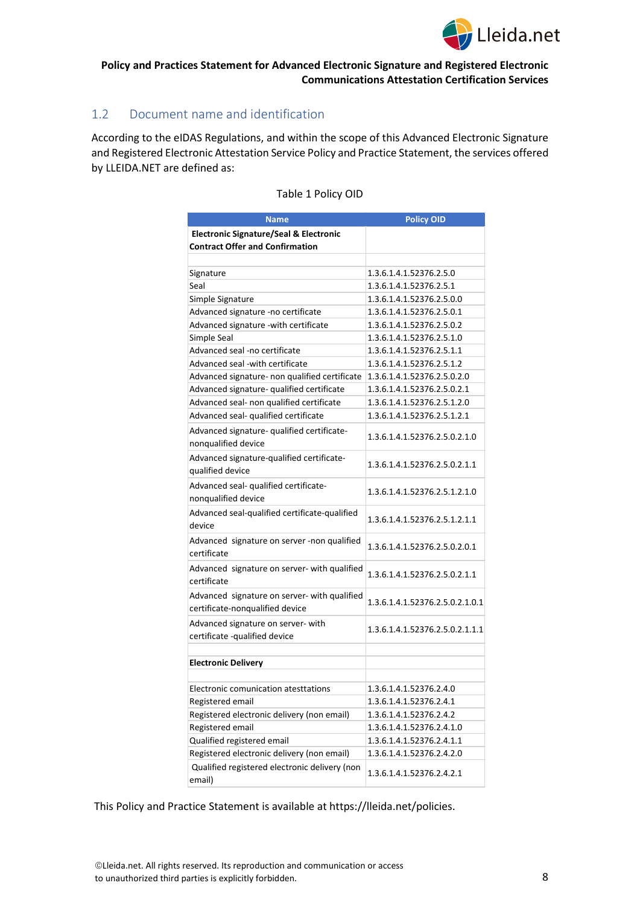## 1.2 Document name and identification

According to the eIDAS Regulations, and within the scope of this Advanced Electronic Signature and Registered Electronic Attestation Service Policy and Practice Statement, the services offered by LLEIDA.NET are defined as:

Table 1 Policy OID

| Name | Policy OID |
|---|---|
| **Electronic Signature/Seal & Electronic Contract Offer and Confirmation** | |
| | |
| Signature | 1.3.6.1.4.1.52376.2.5.0 |
| Seal | 1.3.6.1.4.1.52376.2.5.1 |
| Simple Signature | 1.3.6.1.4.1.52376.2.5.0.0 |
| Advanced signature -no certificate | 1.3.6.1.4.1.52376.2.5.0.1 |
| Advanced signature -with certificate | 1.3.6.1.4.1.52376.2.5.0.2 |
| Simple Seal | 1.3.6.1.4.1.52376.2.5.1.0 |
| Advanced seal -no certificate | 1.3.6.1.4.1.52376.2.5.1.1 |
| Advanced seal -with certificate | 1.3.6.1.4.1.52376.2.5.1.2 |
| Advanced signature- non qualified certificate | 1.3.6.1.4.1.52376.2.5.0.2.0 |
| Advanced signature- qualified certificate | 1.3.6.1.4.1.52376.2.5.0.2.1 |
| Advanced seal- non qualified certificate | 1.3.6.1.4.1.52376.2.5.1.2.0 |
| Advanced seal- qualified certificate | 1.3.6.1.4.1.52376.2.5.1.2.1 |
| Advanced signature- qualified certificate-nonqualified device | 1.3.6.1.4.1.52376.2.5.0.2.1.0 |
| Advanced signature-qualified certificate-qualified device | 1.3.6.1.4.1.52376.2.5.0.2.1.1 |
| Advanced seal- qualified certificate-nonqualified device | 1.3.6.1.4.1.52376.2.5.1.2.1.0 |
| Advanced seal-qualified certificate-qualified device | 1.3.6.1.4.1.52376.2.5.1.2.1.1 |
| Advanced signature on server -non qualified certificate | 1.3.6.1.4.1.52376.2.5.0.2.0.1 |
| Advanced signature on server- with qualified certificate | 1.3.6.1.4.1.52376.2.5.0.2.1.1 |
| Advanced signature on server- with qualified certificate-nonqualified device | 1.3.6.1.4.1.52376.2.5.0.2.1.0.1 |
| Advanced signature on server- with certificate -qualified device | 1.3.6.1.4.1.52376.2.5.0.2.1.1.1 |
| | |
| **Electronic Delivery** | |
| | |
| Electronic comunication atesttations | 1.3.6.1.4.1.52376.2.4.0 |
| Registered email | 1.3.6.1.4.1.52376.2.4.1 |
| Registered electronic delivery (non email) | 1.3.6.1.4.1.52376.2.4.2 |
| Registered email | 1.3.6.1.4.1.52376.2.4.1.0 |
| Qualified registered email | 1.3.6.1.4.1.52376.2.4.1.1 |
| Registered electronic delivery (non email) | 1.3.6.1.4.1.52376.2.4.2.0 |
| Qualified registered electronic delivery (non email) | 1.3.6.1.4.1.52376.2.4.2.1 |

This Policy and Practice Statement is available at https://lleida.net/policies.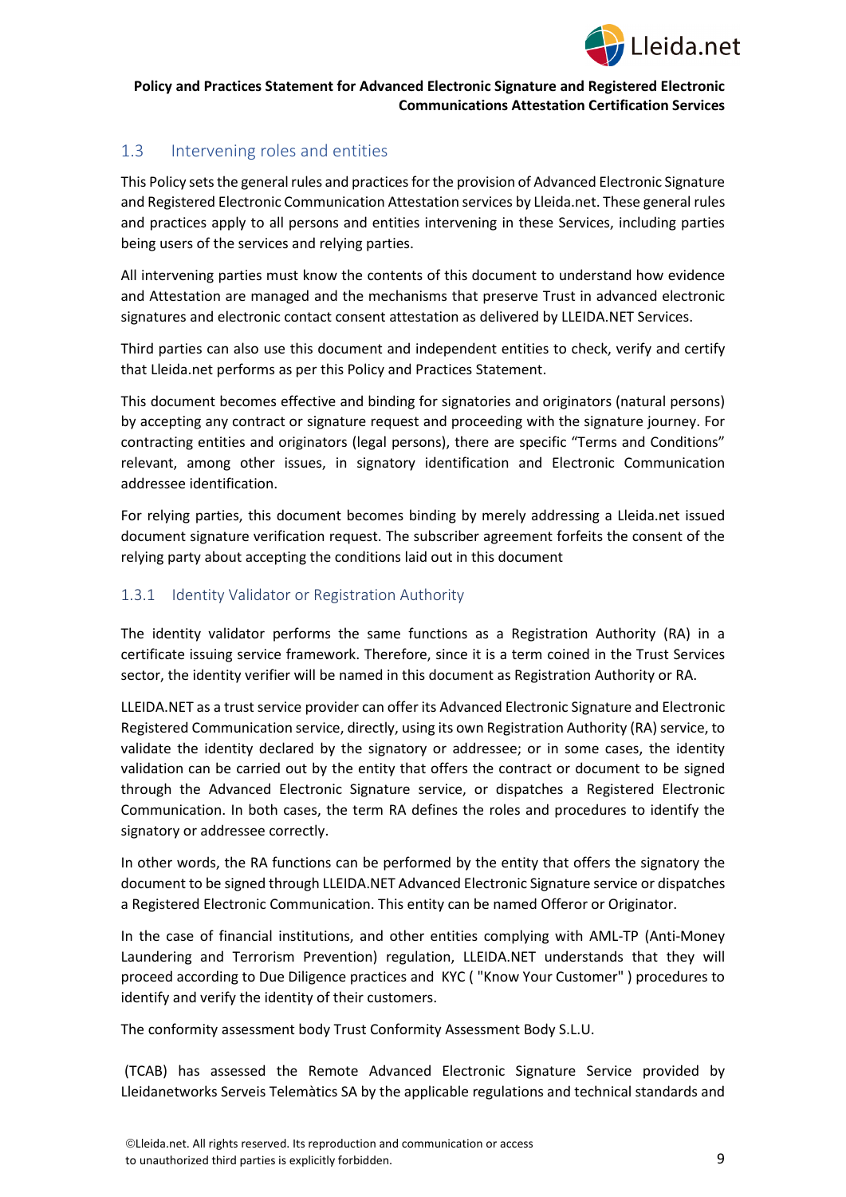## 1.3 Intervening roles and entities

This Policy sets the general rules and practices for the provision of Advanced Electronic Signature and Registered Electronic Communication Attestation services by Lleida.net. These general rules and practices apply to all persons and entities intervening in these Services, including parties being users of the services and relying parties.

All intervening parties must know the contents of this document to understand how evidence and Attestation are managed and the mechanisms that preserve Trust in advanced electronic signatures and electronic contact consent attestation as delivered by LLEIDA.NET Services.

Third parties can also use this document and independent entities to check, verify and certify that Lleida.net performs as per this Policy and Practices Statement.

This document becomes effective and binding for signatories and originators (natural persons) by accepting any contract or signature request and proceeding with the signature journey. For contracting entities and originators (legal persons), there are specific "Terms and Conditions" relevant, among other issues, in signatory identification and Electronic Communication addressee identification.

For relying parties, this document becomes binding by merely addressing a Lleida.net issued document signature verification request. The subscriber agreement forfeits the consent of the relying party about accepting the conditions laid out in this document

### 1.3.1 Identity Validator or Registration Authority

The identity validator performs the same functions as a Registration Authority (RA) in a certificate issuing service framework. Therefore, since it is a term coined in the Trust Services sector, the identity verifier will be named in this document as Registration Authority or RA.

LLEIDA.NET as a trust service provider can offer its Advanced Electronic Signature and Electronic Registered Communication service, directly, using its own Registration Authority (RA) service, to validate the identity declared by the signatory or addressee; or in some cases, the identity validation can be carried out by the entity that offers the contract or document to be signed through the Advanced Electronic Signature service, or dispatches a Registered Electronic Communication. In both cases, the term RA defines the roles and procedures to identify the signatory or addressee correctly.

In other words, the RA functions can be performed by the entity that offers the signatory the document to be signed through LLEIDA.NET Advanced Electronic Signature service or dispatches a Registered Electronic Communication. This entity can be named Offeror or Originator.

In the case of financial institutions, and other entities complying with AML-TP (Anti-Money Laundering and Terrorism Prevention) regulation, LLEIDA.NET understands that they will proceed according to Due Diligence practices and KYC ( "Know Your Customer" ) procedures to identify and verify the identity of their customers.

The conformity assessment body Trust Conformity Assessment Body S.L.U.

(TCAB) has assessed the Remote Advanced Electronic Signature Service provided by Lleidanetworks Serveis Telemàtics SA by the applicable regulations and technical standards and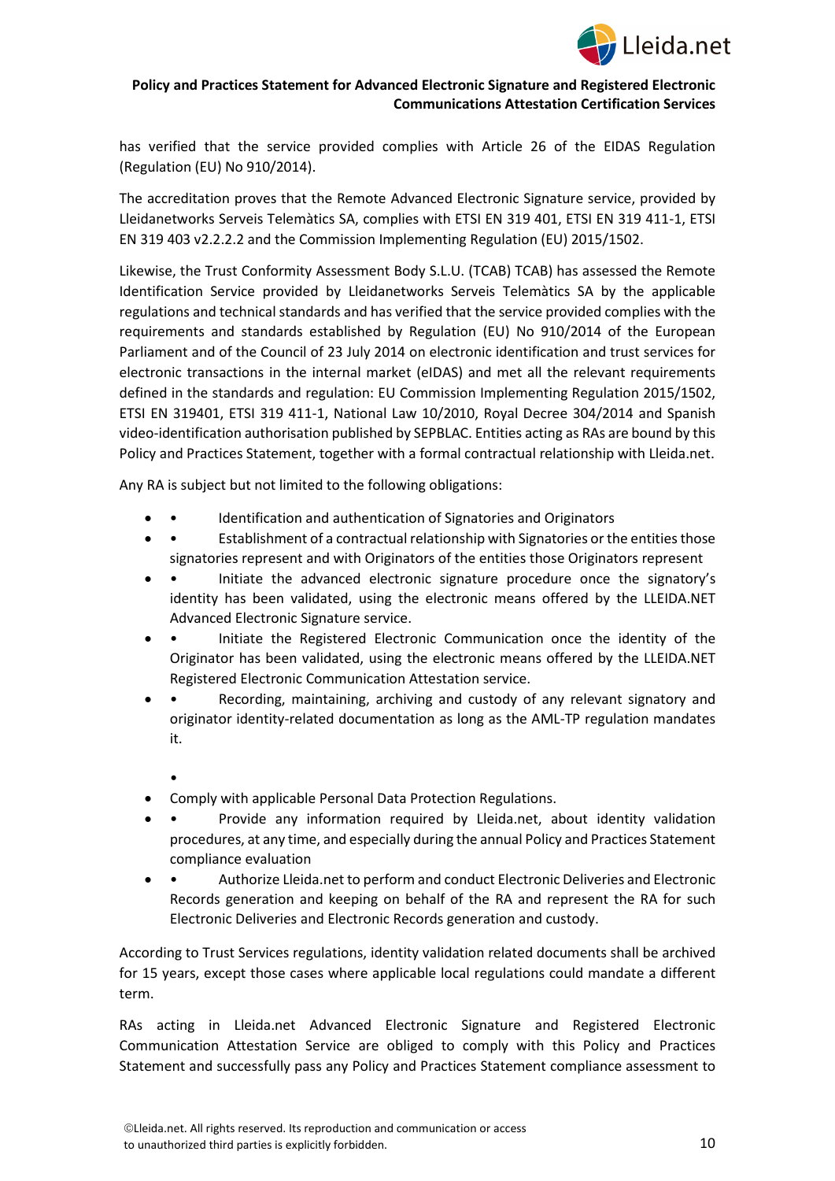has verified that the service provided complies with Article 26 of the EIDAS Regulation (Regulation (EU) No 910/2014).

The accreditation proves that the Remote Advanced Electronic Signature service, provided by Lleidanetworks Serveis Telemàtics SA, complies with ETSI EN 319 401, ETSI EN 319 411-1, ETSI EN 319 403 v2.2.2.2 and the Commission Implementing Regulation (EU) 2015/1502.

Likewise, the Trust Conformity Assessment Body S.L.U. (TCAB) TCAB) has assessed the Remote Identification Service provided by Lleidanetworks Serveis Telemàtics SA by the applicable regulations and technical standards and has verified that the service provided complies with the requirements and standards established by Regulation (EU) No 910/2014 of the European Parliament and of the Council of 23 July 2014 on electronic identification and trust services for electronic transactions in the internal market (eIDAS) and met all the relevant requirements defined in the standards and regulation: EU Commission Implementing Regulation 2015/1502, ETSI EN 319401, ETSI 319 411-1, National Law 10/2010, Royal Decree 304/2014 and Spanish video-identification authorisation published by SEPBLAC. Entities acting as RAs are bound by this Policy and Practices Statement, together with a formal contractual relationship with Lleida.net.

Any RA is subject but not limited to the following obligations:

- • Identification and authentication of Signatories and Originators
- • Establishment of a contractual relationship with Signatories or the entities those signatories represent and with Originators of the entities those Originators represent
- • Initiate the advanced electronic signature procedure once the signatory's identity has been validated, using the electronic means offered by the LLEIDA.NET Advanced Electronic Signature service.
- • Initiate the Registered Electronic Communication once the identity of the Originator has been validated, using the electronic means offered by the LLEIDA.NET Registered Electronic Communication Attestation service.
- • Recording, maintaining, archiving and custody of any relevant signatory and originator identity-related documentation as long as the AML-TP regulation mandates it.

  •
- Comply with applicable Personal Data Protection Regulations.
- • Provide any information required by Lleida.net, about identity validation procedures, at any time, and especially during the annual Policy and Practices Statement compliance evaluation
- • Authorize Lleida.net to perform and conduct Electronic Deliveries and Electronic Records generation and keeping on behalf of the RA and represent the RA for such Electronic Deliveries and Electronic Records generation and custody.

According to Trust Services regulations, identity validation related documents shall be archived for 15 years, except those cases where applicable local regulations could mandate a different term.

RAs acting in Lleida.net Advanced Electronic Signature and Registered Electronic Communication Attestation Service are obliged to comply with this Policy and Practices Statement and successfully pass any Policy and Practices Statement compliance assessment to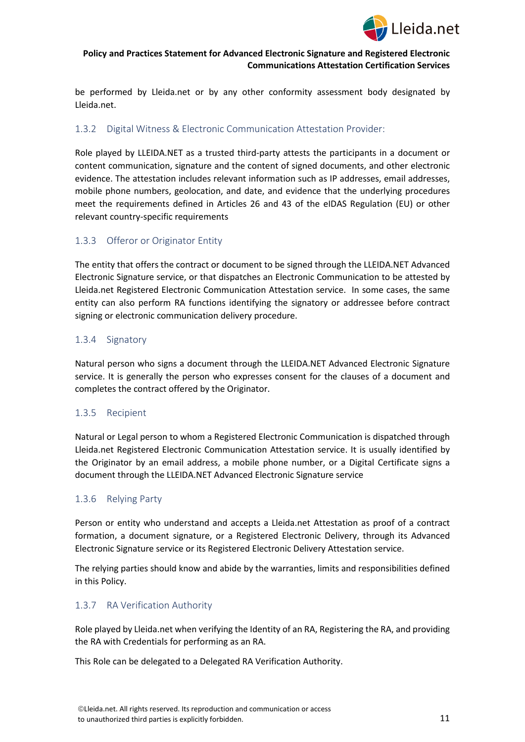be performed by Lleida.net or by any other conformity assessment body designated by Lleida.net.

### 1.3.2 Digital Witness & Electronic Communication Attestation Provider:

Role played by LLEIDA.NET as a trusted third-party attests the participants in a document or content communication, signature and the content of signed documents, and other electronic evidence. The attestation includes relevant information such as IP addresses, email addresses, mobile phone numbers, geolocation, and date, and evidence that the underlying procedures meet the requirements defined in Articles 26 and 43 of the eIDAS Regulation (EU) or other relevant country-specific requirements

### 1.3.3 Offeror or Originator Entity

The entity that offers the contract or document to be signed through the LLEIDA.NET Advanced Electronic Signature service, or that dispatches an Electronic Communication to be attested by Lleida.net Registered Electronic Communication Attestation service. In some cases, the same entity can also perform RA functions identifying the signatory or addressee before contract signing or electronic communication delivery procedure.

### 1.3.4 Signatory

Natural person who signs a document through the LLEIDA.NET Advanced Electronic Signature service. It is generally the person who expresses consent for the clauses of a document and completes the contract offered by the Originator.

### 1.3.5 Recipient

Natural or Legal person to whom a Registered Electronic Communication is dispatched through Lleida.net Registered Electronic Communication Attestation service. It is usually identified by the Originator by an email address, a mobile phone number, or a Digital Certificate signs a document through the LLEIDA.NET Advanced Electronic Signature service

### 1.3.6 Relying Party

Person or entity who understand and accepts a Lleida.net Attestation as proof of a contract formation, a document signature, or a Registered Electronic Delivery, through its Advanced Electronic Signature service or its Registered Electronic Delivery Attestation service.

The relying parties should know and abide by the warranties, limits and responsibilities defined in this Policy.

### 1.3.7 RA Verification Authority

Role played by Lleida.net when verifying the Identity of an RA, Registering the RA, and providing the RA with Credentials for performing as an RA.

This Role can be delegated to a Delegated RA Verification Authority.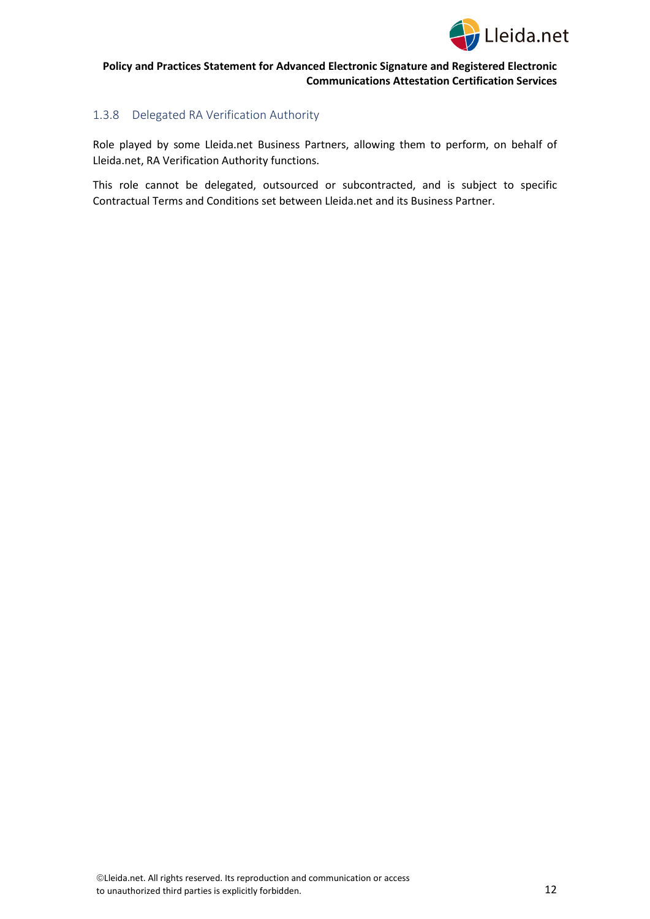### 1.3.8 Delegated RA Verification Authority

Role played by some Lleida.net Business Partners, allowing them to perform, on behalf of Lleida.net, RA Verification Authority functions.

This role cannot be delegated, outsourced or subcontracted, and is subject to specific Contractual Terms and Conditions set between Lleida.net and its Business Partner.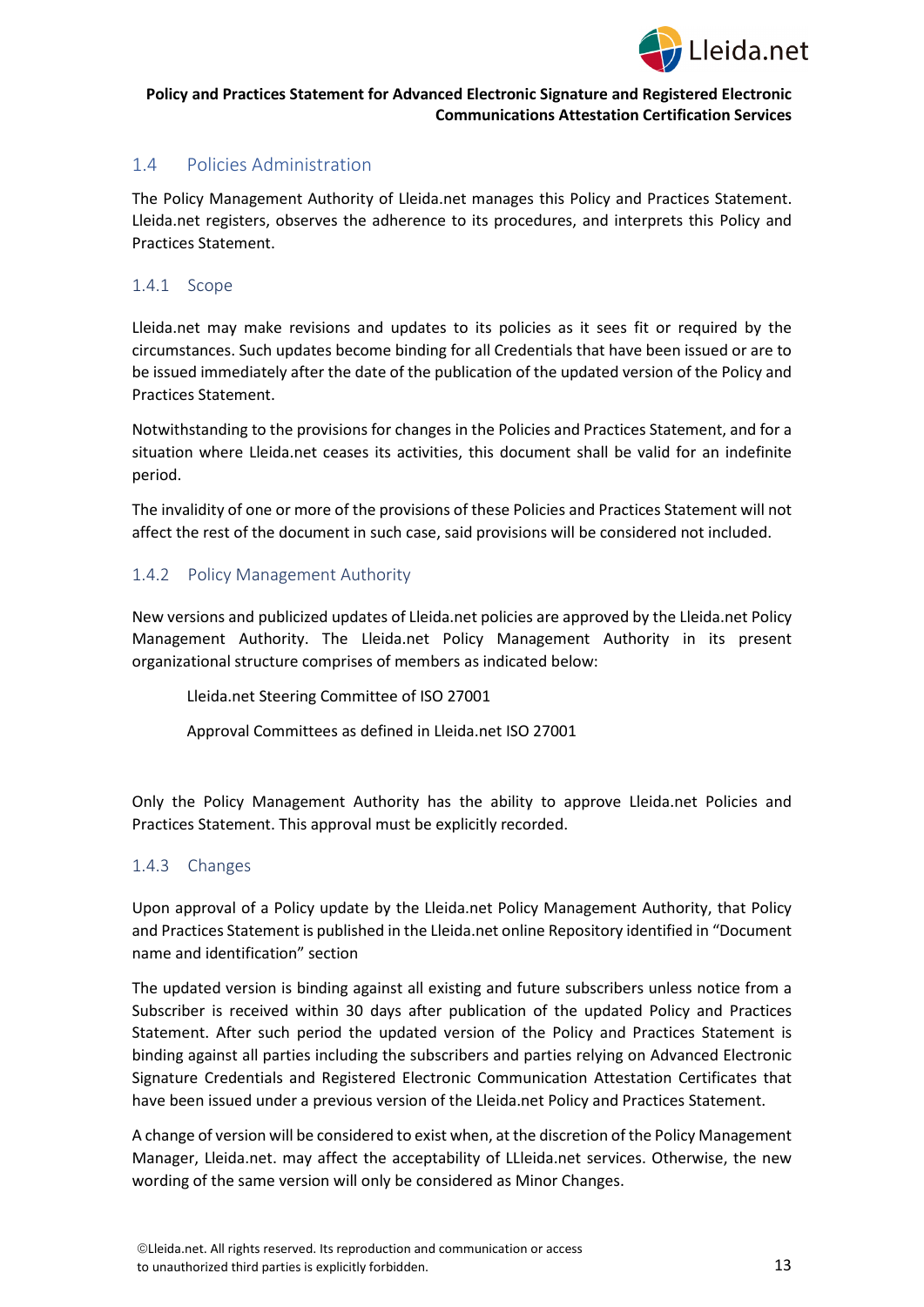## 1.4 Policies Administration

The Policy Management Authority of Lleida.net manages this Policy and Practices Statement. Lleida.net registers, observes the adherence to its procedures, and interprets this Policy and Practices Statement.

### 1.4.1 Scope

Lleida.net may make revisions and updates to its policies as it sees fit or required by the circumstances. Such updates become binding for all Credentials that have been issued or are to be issued immediately after the date of the publication of the updated version of the Policy and Practices Statement.

Notwithstanding to the provisions for changes in the Policies and Practices Statement, and for a situation where Lleida.net ceases its activities, this document shall be valid for an indefinite period.

The invalidity of one or more of the provisions of these Policies and Practices Statement will not affect the rest of the document in such case, said provisions will be considered not included.

### 1.4.2 Policy Management Authority

New versions and publicized updates of Lleida.net policies are approved by the Lleida.net Policy Management Authority. The Lleida.net Policy Management Authority in its present organizational structure comprises of members as indicated below:

Lleida.net Steering Committee of ISO 27001

Approval Committees as defined in Lleida.net ISO 27001

Only the Policy Management Authority has the ability to approve Lleida.net Policies and Practices Statement. This approval must be explicitly recorded.

### 1.4.3 Changes

Upon approval of a Policy update by the Lleida.net Policy Management Authority, that Policy and Practices Statement is published in the Lleida.net online Repository identified in "Document name and identification" section

The updated version is binding against all existing and future subscribers unless notice from a Subscriber is received within 30 days after publication of the updated Policy and Practices Statement. After such period the updated version of the Policy and Practices Statement is binding against all parties including the subscribers and parties relying on Advanced Electronic Signature Credentials and Registered Electronic Communication Attestation Certificates that have been issued under a previous version of the Lleida.net Policy and Practices Statement.

A change of version will be considered to exist when, at the discretion of the Policy Management Manager, Lleida.net. may affect the acceptability of LLleida.net services. Otherwise, the new wording of the same version will only be considered as Minor Changes.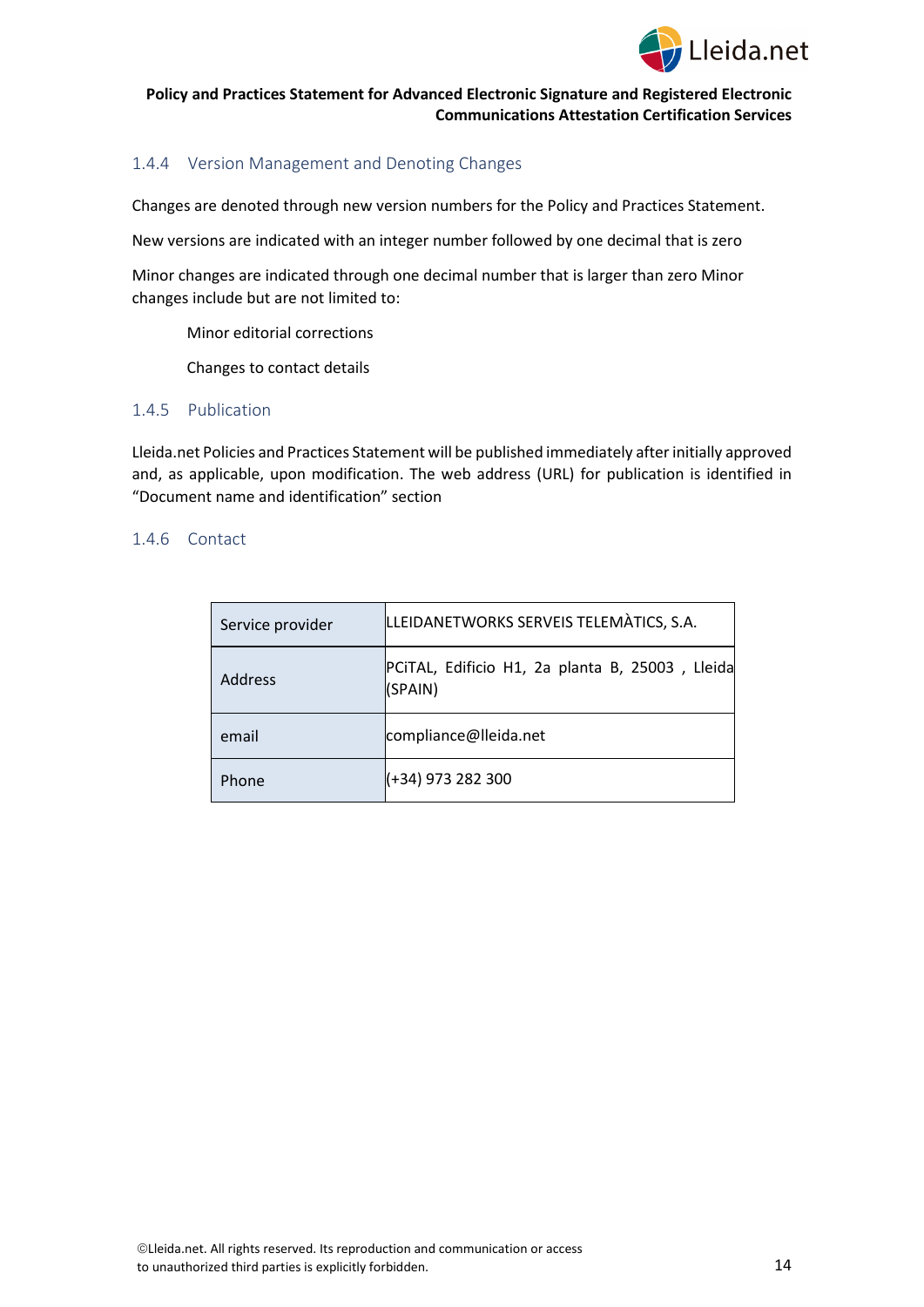### 1.4.4 Version Management and Denoting Changes

Changes are denoted through new version numbers for the Policy and Practices Statement.

New versions are indicated with an integer number followed by one decimal that is zero

Minor changes are indicated through one decimal number that is larger than zero Minor changes include but are not limited to:

Minor editorial corrections

Changes to contact details

### 1.4.5 Publication

Lleida.net Policies and Practices Statement will be published immediately after initially approved and, as applicable, upon modification. The web address (URL) for publication is identified in "Document name and identification" section

### 1.4.6 Contact

| Service provider | LLEIDANETWORKS SERVEIS TELEMÀTICS, S.A. |
|---|---|
| Address | PCiTAL, Edificio H1, 2a planta B, 25003 , Lleida (SPAIN) |
| email | compliance@lleida.net |
| Phone | (+34) 973 282 300 |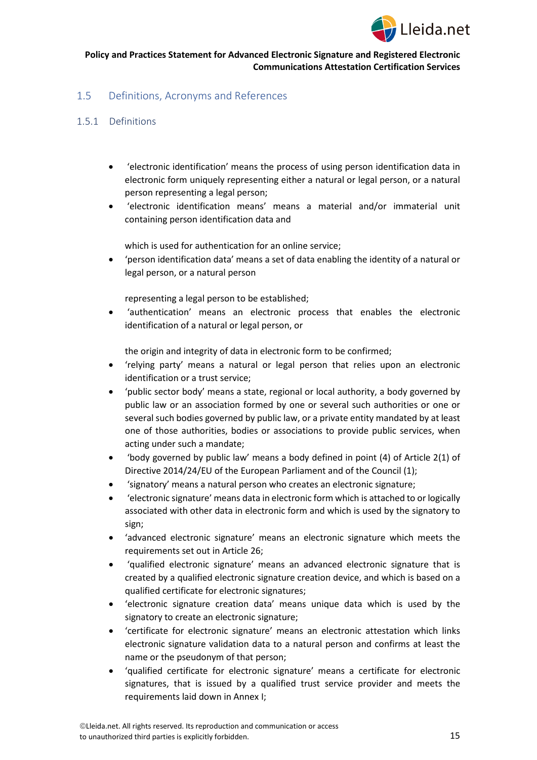## 1.5 Definitions, Acronyms and References

### 1.5.1 Definitions

- 'electronic identification' means the process of using person identification data in electronic form uniquely representing either a natural or legal person, or a natural person representing a legal person;
- 'electronic identification means' means a material and/or immaterial unit containing person identification data and

  which is used for authentication for an online service;
- 'person identification data' means a set of data enabling the identity of a natural or legal person, or a natural person

  representing a legal person to be established;
- 'authentication' means an electronic process that enables the electronic identification of a natural or legal person, or

  the origin and integrity of data in electronic form to be confirmed;
- 'relying party' means a natural or legal person that relies upon an electronic identification or a trust service;
- 'public sector body' means a state, regional or local authority, a body governed by public law or an association formed by one or several such authorities or one or several such bodies governed by public law, or a private entity mandated by at least one of those authorities, bodies or associations to provide public services, when acting under such a mandate;
- 'body governed by public law' means a body defined in point (4) of Article 2(1) of Directive 2014/24/EU of the European Parliament and of the Council (1);
- 'signatory' means a natural person who creates an electronic signature;
- 'electronic signature' means data in electronic form which is attached to or logically associated with other data in electronic form and which is used by the signatory to sign;
- 'advanced electronic signature' means an electronic signature which meets the requirements set out in Article 26;
- 'qualified electronic signature' means an advanced electronic signature that is created by a qualified electronic signature creation device, and which is based on a qualified certificate for electronic signatures;
- 'electronic signature creation data' means unique data which is used by the signatory to create an electronic signature;
- 'certificate for electronic signature' means an electronic attestation which links electronic signature validation data to a natural person and confirms at least the name or the pseudonym of that person;
- 'qualified certificate for electronic signature' means a certificate for electronic signatures, that is issued by a qualified trust service provider and meets the requirements laid down in Annex I;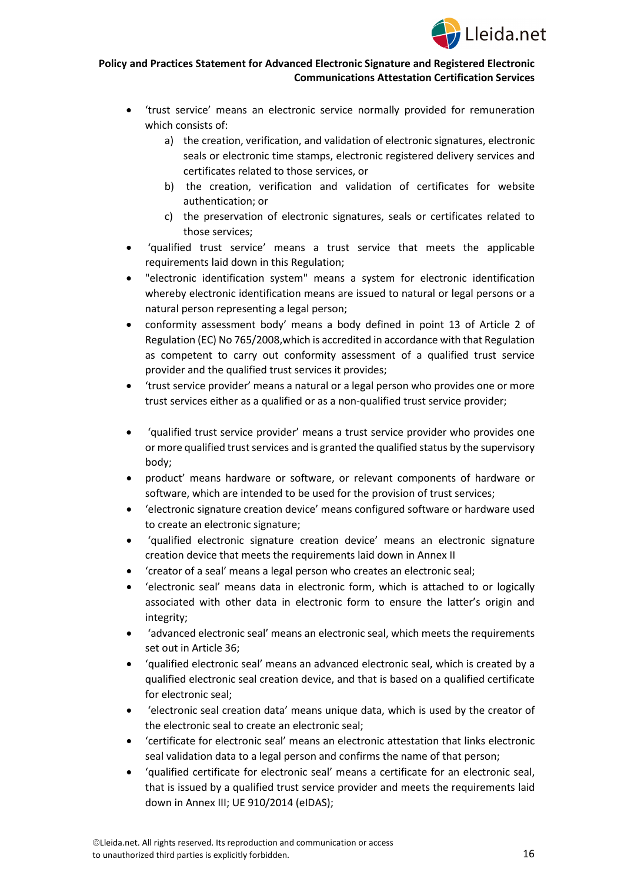- 'trust service' means an electronic service normally provided for remuneration which consists of:
  - a) the creation, verification, and validation of electronic signatures, electronic seals or electronic time stamps, electronic registered delivery services and certificates related to those services, or
  - b) the creation, verification and validation of certificates for website authentication; or
  - c) the preservation of electronic signatures, seals or certificates related to those services;
- 'qualified trust service' means a trust service that meets the applicable requirements laid down in this Regulation;
- "electronic identification system" means a system for electronic identification whereby electronic identification means are issued to natural or legal persons or a natural person representing a legal person;
- conformity assessment body' means a body defined in point 13 of Article 2 of Regulation (EC) No 765/2008,which is accredited in accordance with that Regulation as competent to carry out conformity assessment of a qualified trust service provider and the qualified trust services it provides;
- 'trust service provider' means a natural or a legal person who provides one or more trust services either as a qualified or as a non-qualified trust service provider;
- 'qualified trust service provider' means a trust service provider who provides one or more qualified trust services and is granted the qualified status by the supervisory body;
- product' means hardware or software, or relevant components of hardware or software, which are intended to be used for the provision of trust services;
- 'electronic signature creation device' means configured software or hardware used to create an electronic signature;
- 'qualified electronic signature creation device' means an electronic signature creation device that meets the requirements laid down in Annex II
- 'creator of a seal' means a legal person who creates an electronic seal;
- 'electronic seal' means data in electronic form, which is attached to or logically associated with other data in electronic form to ensure the latter's origin and integrity;
- 'advanced electronic seal' means an electronic seal, which meets the requirements set out in Article 36;
- 'qualified electronic seal' means an advanced electronic seal, which is created by a qualified electronic seal creation device, and that is based on a qualified certificate for electronic seal;
- 'electronic seal creation data' means unique data, which is used by the creator of the electronic seal to create an electronic seal;
- 'certificate for electronic seal' means an electronic attestation that links electronic seal validation data to a legal person and confirms the name of that person;
- 'qualified certificate for electronic seal' means a certificate for an electronic seal, that is issued by a qualified trust service provider and meets the requirements laid down in Annex III; UE 910/2014 (eIDAS);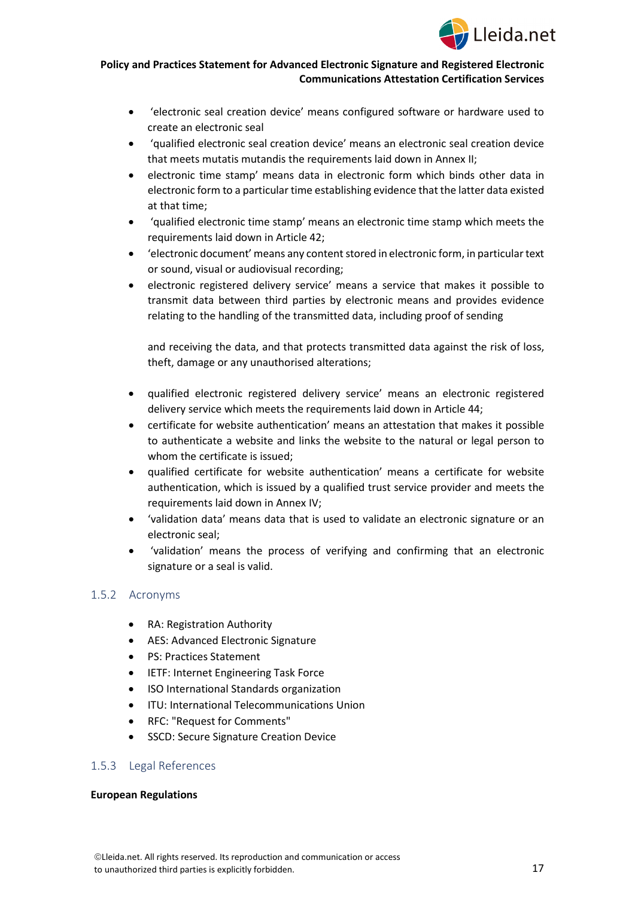- ‘electronic seal creation device’ means configured software or hardware used to create an electronic seal
- ‘qualified electronic seal creation device’ means an electronic seal creation device that meets mutatis mutandis the requirements laid down in Annex II;
- electronic time stamp’ means data in electronic form which binds other data in electronic form to a particular time establishing evidence that the latter data existed at that time;
- ‘qualified electronic time stamp’ means an electronic time stamp which meets the requirements laid down in Article 42;
- ‘electronic document’ means any content stored in electronic form, in particular text or sound, visual or audiovisual recording;
- electronic registered delivery service’ means a service that makes it possible to transmit data between third parties by electronic means and provides evidence relating to the handling of the transmitted data, including proof of sending

  and receiving the data, and that protects transmitted data against the risk of loss, theft, damage or any unauthorised alterations;

- qualified electronic registered delivery service’ means an electronic registered delivery service which meets the requirements laid down in Article 44;
- certificate for website authentication’ means an attestation that makes it possible to authenticate a website and links the website to the natural or legal person to whom the certificate is issued;
- qualified certificate for website authentication’ means a certificate for website authentication, which is issued by a qualified trust service provider and meets the requirements laid down in Annex IV;
- ‘validation data’ means data that is used to validate an electronic signature or an electronic seal;
- ‘validation’ means the process of verifying and confirming that an electronic signature or a seal is valid.

### 1.5.2 Acronyms

- RA: Registration Authority
- AES: Advanced Electronic Signature
- PS: Practices Statement
- IETF: Internet Engineering Task Force
- ISO International Standards organization
- ITU: International Telecommunications Union
- RFC: "Request for Comments"
- SSCD: Secure Signature Creation Device

### 1.5.3 Legal References

**European Regulations**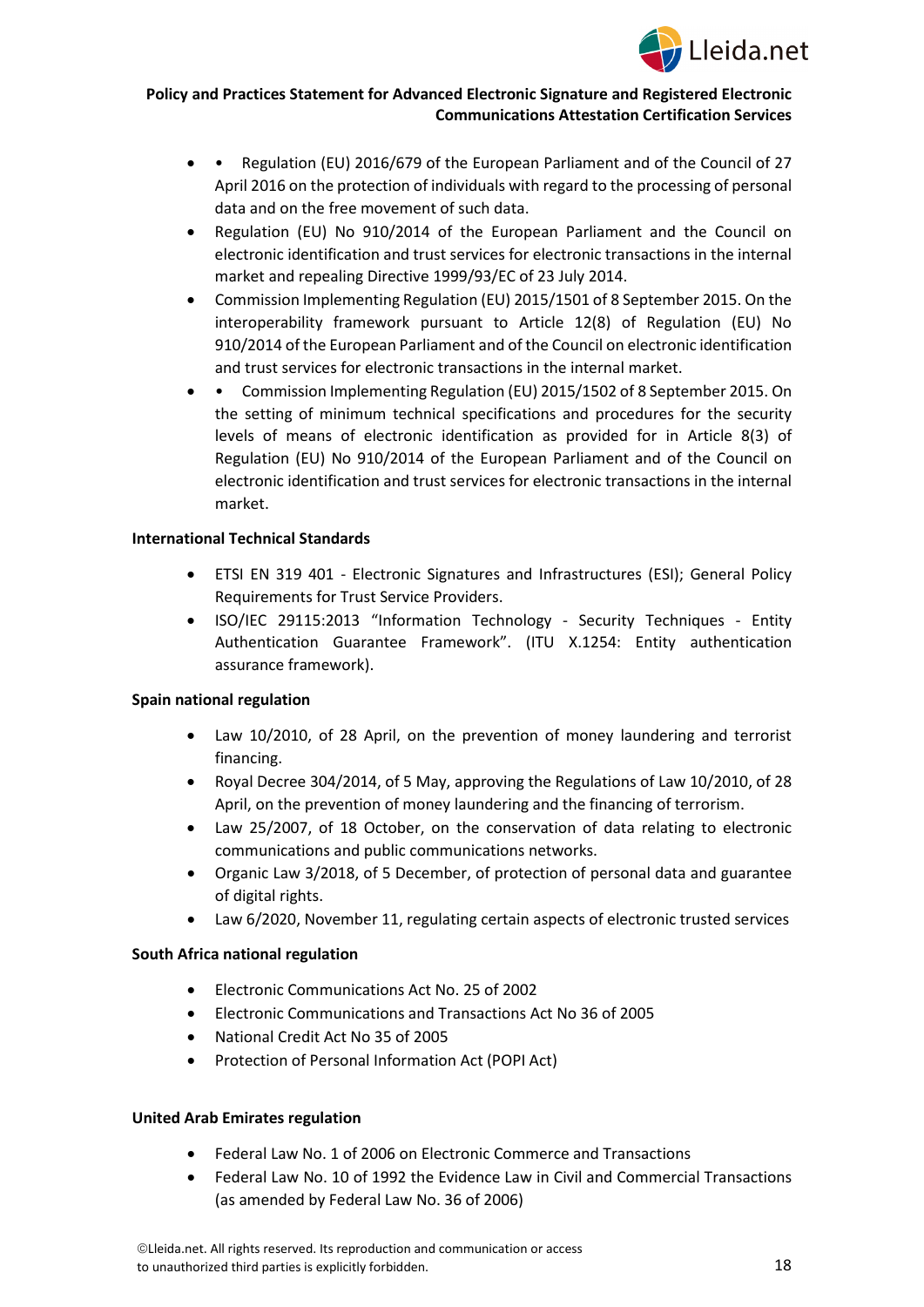- • Regulation (EU) 2016/679 of the European Parliament and of the Council of 27 April 2016 on the protection of individuals with regard to the processing of personal data and on the free movement of such data.
- Regulation (EU) No 910/2014 of the European Parliament and the Council on electronic identification and trust services for electronic transactions in the internal market and repealing Directive 1999/93/EC of 23 July 2014.
- Commission Implementing Regulation (EU) 2015/1501 of 8 September 2015. On the interoperability framework pursuant to Article 12(8) of Regulation (EU) No 910/2014 of the European Parliament and of the Council on electronic identification and trust services for electronic transactions in the internal market.
- • Commission Implementing Regulation (EU) 2015/1502 of 8 September 2015. On the setting of minimum technical specifications and procedures for the security levels of means of electronic identification as provided for in Article 8(3) of Regulation (EU) No 910/2014 of the European Parliament and of the Council on electronic identification and trust services for electronic transactions in the internal market.

**International Technical Standards**

- ETSI EN 319 401 - Electronic Signatures and Infrastructures (ESI); General Policy Requirements for Trust Service Providers.
- ISO/IEC 29115:2013 "Information Technology - Security Techniques - Entity Authentication Guarantee Framework". (ITU X.1254: Entity authentication assurance framework).

**Spain national regulation**

- Law 10/2010, of 28 April, on the prevention of money laundering and terrorist financing.
- Royal Decree 304/2014, of 5 May, approving the Regulations of Law 10/2010, of 28 April, on the prevention of money laundering and the financing of terrorism.
- Law 25/2007, of 18 October, on the conservation of data relating to electronic communications and public communications networks.
- Organic Law 3/2018, of 5 December, of protection of personal data and guarantee of digital rights.
- Law 6/2020, November 11, regulating certain aspects of electronic trusted services

**South Africa national regulation**

- Electronic Communications Act No. 25 of 2002
- Electronic Communications and Transactions Act No 36 of 2005
- National Credit Act No 35 of 2005
- Protection of Personal Information Act (POPI Act)

**United Arab Emirates regulation**

- Federal Law No. 1 of 2006 on Electronic Commerce and Transactions
- Federal Law No. 10 of 1992 the Evidence Law in Civil and Commercial Transactions (as amended by Federal Law No. 36 of 2006)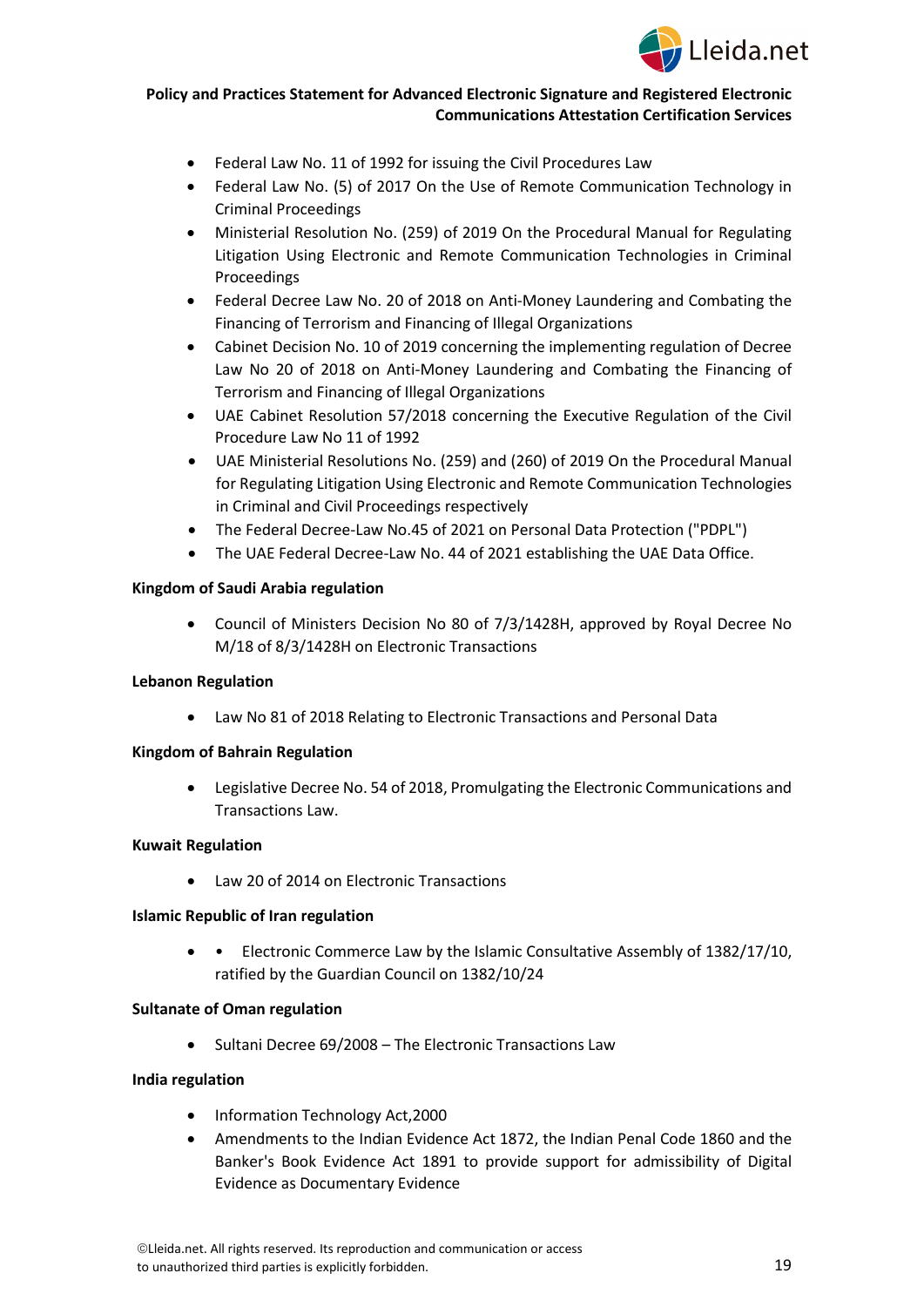- Federal Law No. 11 of 1992 for issuing the Civil Procedures Law
- Federal Law No. (5) of 2017 On the Use of Remote Communication Technology in Criminal Proceedings
- Ministerial Resolution No. (259) of 2019 On the Procedural Manual for Regulating Litigation Using Electronic and Remote Communication Technologies in Criminal Proceedings
- Federal Decree Law No. 20 of 2018 on Anti-Money Laundering and Combating the Financing of Terrorism and Financing of Illegal Organizations
- Cabinet Decision No. 10 of 2019 concerning the implementing regulation of Decree Law No 20 of 2018 on Anti-Money Laundering and Combating the Financing of Terrorism and Financing of Illegal Organizations
- UAE Cabinet Resolution 57/2018 concerning the Executive Regulation of the Civil Procedure Law No 11 of 1992
- UAE Ministerial Resolutions No. (259) and (260) of 2019 On the Procedural Manual for Regulating Litigation Using Electronic and Remote Communication Technologies in Criminal and Civil Proceedings respectively
- The Federal Decree-Law No.45 of 2021 on Personal Data Protection ("PDPL")
- The UAE Federal Decree-Law No. 44 of 2021 establishing the UAE Data Office.

**Kingdom of Saudi Arabia regulation**

- Council of Ministers Decision No 80 of 7/3/1428H, approved by Royal Decree No M/18 of 8/3/1428H on Electronic Transactions

**Lebanon Regulation**

- Law No 81 of 2018 Relating to Electronic Transactions and Personal Data

**Kingdom of Bahrain Regulation**

- Legislative Decree No. 54 of 2018, Promulgating the Electronic Communications and Transactions Law.

**Kuwait Regulation**

- Law 20 of 2014 on Electronic Transactions

**Islamic Republic of Iran regulation**

- • Electronic Commerce Law by the Islamic Consultative Assembly of 1382/17/10, ratified by the Guardian Council on 1382/10/24

**Sultanate of Oman regulation**

- Sultani Decree 69/2008 – The Electronic Transactions Law

**India regulation**

- Information Technology Act,2000
- Amendments to the Indian Evidence Act 1872, the Indian Penal Code 1860 and the Banker's Book Evidence Act 1891 to provide support for admissibility of Digital Evidence as Documentary Evidence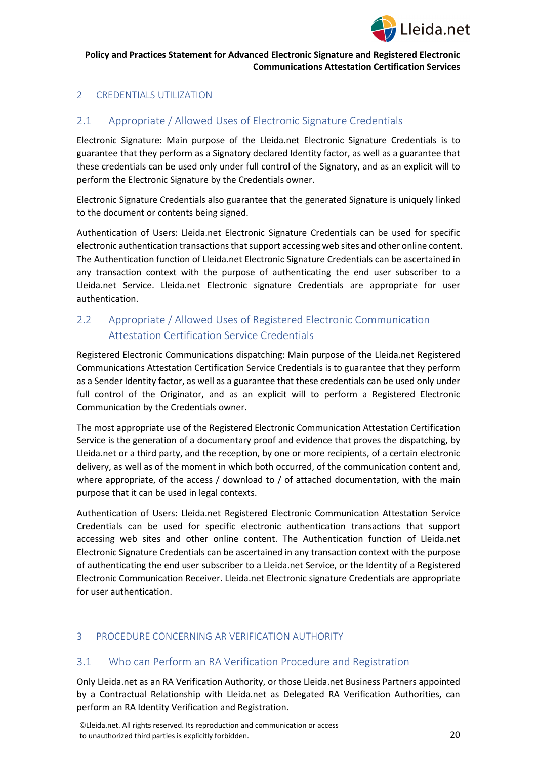# 2 CREDENTIALS UTILIZATION

## 2.1 Appropriate / Allowed Uses of Electronic Signature Credentials

Electronic Signature: Main purpose of the Lleida.net Electronic Signature Credentials is to guarantee that they perform as a Signatory declared Identity factor, as well as a guarantee that these credentials can be used only under full control of the Signatory, and as an explicit will to perform the Electronic Signature by the Credentials owner.

Electronic Signature Credentials also guarantee that the generated Signature is uniquely linked to the document or contents being signed.

Authentication of Users: Lleida.net Electronic Signature Credentials can be used for specific electronic authentication transactions that support accessing web sites and other online content. The Authentication function of Lleida.net Electronic Signature Credentials can be ascertained in any transaction context with the purpose of authenticating the end user subscriber to a Lleida.net Service. Lleida.net Electronic signature Credentials are appropriate for user authentication.

## 2.2 Appropriate / Allowed Uses of Registered Electronic Communication Attestation Certification Service Credentials

Registered Electronic Communications dispatching: Main purpose of the Lleida.net Registered Communications Attestation Certification Service Credentials is to guarantee that they perform as a Sender Identity factor, as well as a guarantee that these credentials can be used only under full control of the Originator, and as an explicit will to perform a Registered Electronic Communication by the Credentials owner.

The most appropriate use of the Registered Electronic Communication Attestation Certification Service is the generation of a documentary proof and evidence that proves the dispatching, by Lleida.net or a third party, and the reception, by one or more recipients, of a certain electronic delivery, as well as of the moment in which both occurred, of the communication content and, where appropriate, of the access / download to / of attached documentation, with the main purpose that it can be used in legal contexts.

Authentication of Users: Lleida.net Registered Electronic Communication Attestation Service Credentials can be used for specific electronic authentication transactions that support accessing web sites and other online content. The Authentication function of Lleida.net Electronic Signature Credentials can be ascertained in any transaction context with the purpose of authenticating the end user subscriber to a Lleida.net Service, or the Identity of a Registered Electronic Communication Receiver. Lleida.net Electronic signature Credentials are appropriate for user authentication.

# 3 PROCEDURE CONCERNING AR VERIFICATION AUTHORITY

## 3.1 Who can Perform an RA Verification Procedure and Registration

Only Lleida.net as an RA Verification Authority, or those Lleida.net Business Partners appointed by a Contractual Relationship with Lleida.net as Delegated RA Verification Authorities, can perform an RA Identity Verification and Registration.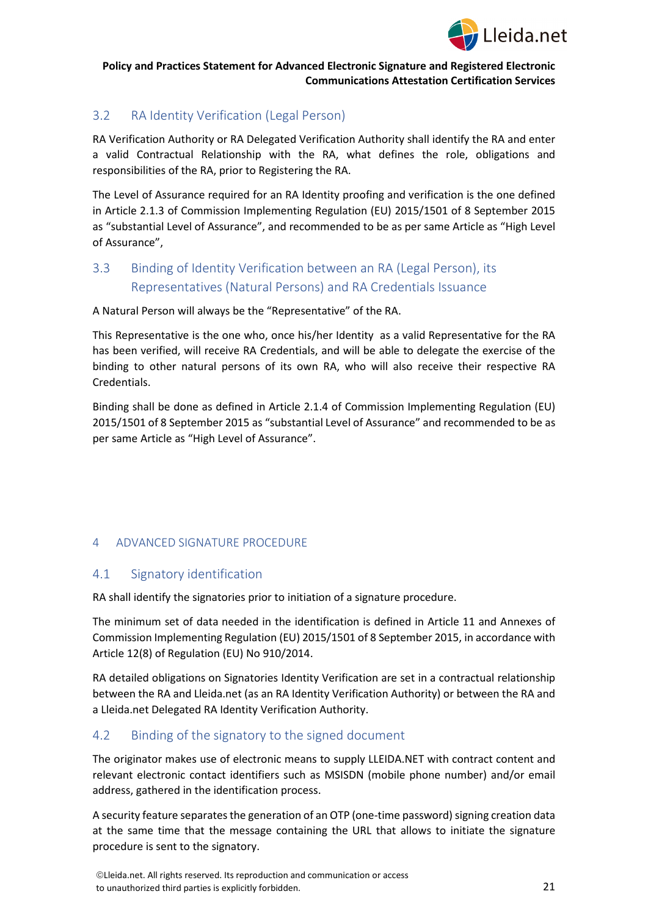## 3.2 RA Identity Verification (Legal Person)

RA Verification Authority or RA Delegated Verification Authority shall identify the RA and enter a valid Contractual Relationship with the RA, what defines the role, obligations and responsibilities of the RA, prior to Registering the RA.

The Level of Assurance required for an RA Identity proofing and verification is the one defined in Article 2.1.3 of Commission Implementing Regulation (EU) 2015/1501 of 8 September 2015 as "substantial Level of Assurance", and recommended to be as per same Article as "High Level of Assurance",

## 3.3 Binding of Identity Verification between an RA (Legal Person), its Representatives (Natural Persons) and RA Credentials Issuance

A Natural Person will always be the "Representative" of the RA.

This Representative is the one who, once his/her Identity as a valid Representative for the RA has been verified, will receive RA Credentials, and will be able to delegate the exercise of the binding to other natural persons of its own RA, who will also receive their respective RA Credentials.

Binding shall be done as defined in Article 2.1.4 of Commission Implementing Regulation (EU) 2015/1501 of 8 September 2015 as "substantial Level of Assurance" and recommended to be as per same Article as "High Level of Assurance".

# 4 ADVANCED SIGNATURE PROCEDURE

## 4.1 Signatory identification

RA shall identify the signatories prior to initiation of a signature procedure.

The minimum set of data needed in the identification is defined in Article 11 and Annexes of Commission Implementing Regulation (EU) 2015/1501 of 8 September 2015, in accordance with Article 12(8) of Regulation (EU) No 910/2014.

RA detailed obligations on Signatories Identity Verification are set in a contractual relationship between the RA and Lleida.net (as an RA Identity Verification Authority) or between the RA and a Lleida.net Delegated RA Identity Verification Authority.

## 4.2 Binding of the signatory to the signed document

The originator makes use of electronic means to supply LLEIDA.NET with contract content and relevant electronic contact identifiers such as MSISDN (mobile phone number) and/or email address, gathered in the identification process.

A security feature separates the generation of an OTP (one-time password) signing creation data at the same time that the message containing the URL that allows to initiate the signature procedure is sent to the signatory.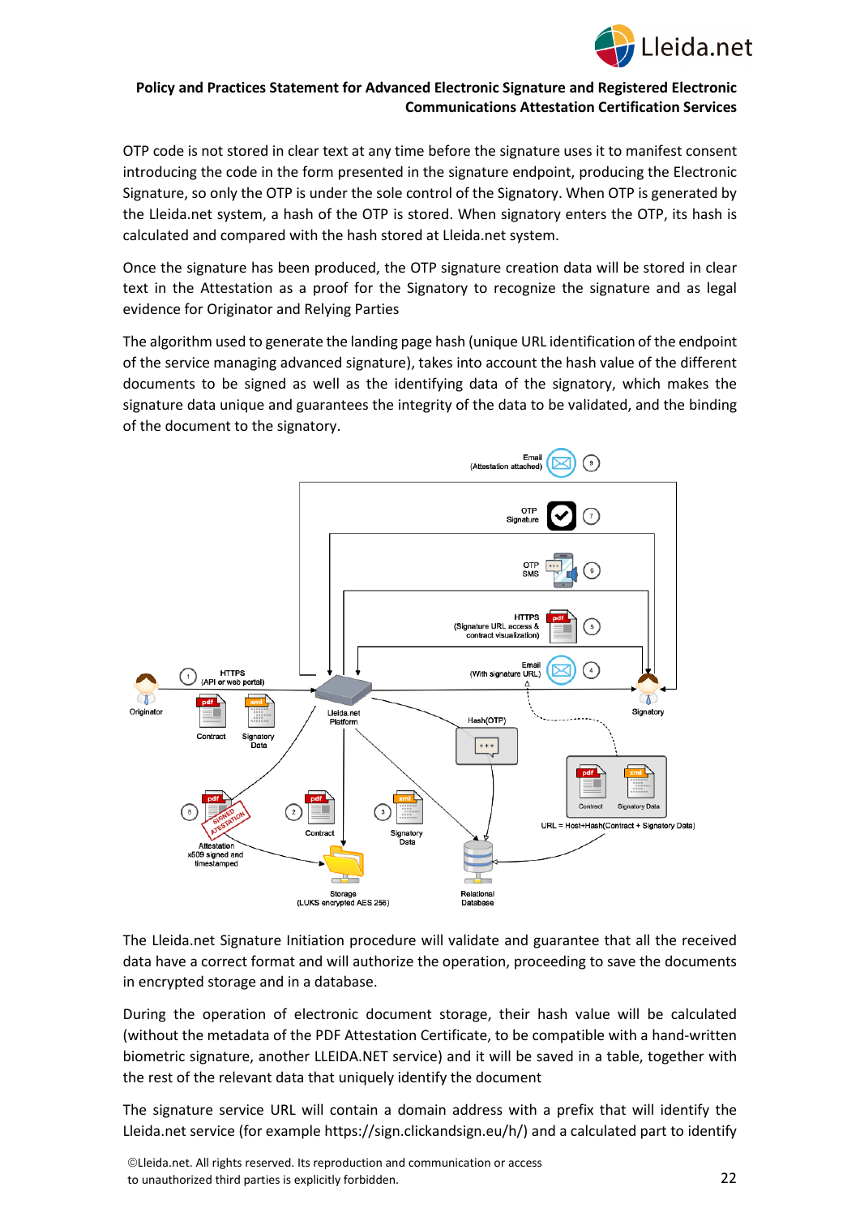OTP code is not stored in clear text at any time before the signature uses it to manifest consent introducing the code in the form presented in the signature endpoint, producing the Electronic Signature, so only the OTP is under the sole control of the Signatory. When OTP is generated by the Lleida.net system, a hash of the OTP is stored. When signatory enters the OTP, its hash is calculated and compared with the hash stored at Lleida.net system.

Once the signature has been produced, the OTP signature creation data will be stored in clear text in the Attestation as a proof for the Signatory to recognize the signature and as legal evidence for Originator and Relying Parties

The algorithm used to generate the landing page hash (unique URL identification of the endpoint of the service managing advanced signature), takes into account the hash value of the different documents to be signed as well as the identifying data of the signatory, which makes the signature data unique and guarantees the integrity of the data to be validated, and the binding of the document to the signatory.

The Lleida.net Signature Initiation procedure will validate and guarantee that all the received data have a correct format and will authorize the operation, proceeding to save the documents in encrypted storage and in a database.

During the operation of electronic document storage, their hash value will be calculated (without the metadata of the PDF Attestation Certificate, to be compatible with a hand-written biometric signature, another LLEIDA.NET service) and it will be saved in a table, together with the rest of the relevant data that uniquely identify the document

The signature service URL will contain a domain address with a prefix that will identify the Lleida.net service (for example https://sign.clickandsign.eu/h/) and a calculated part to identify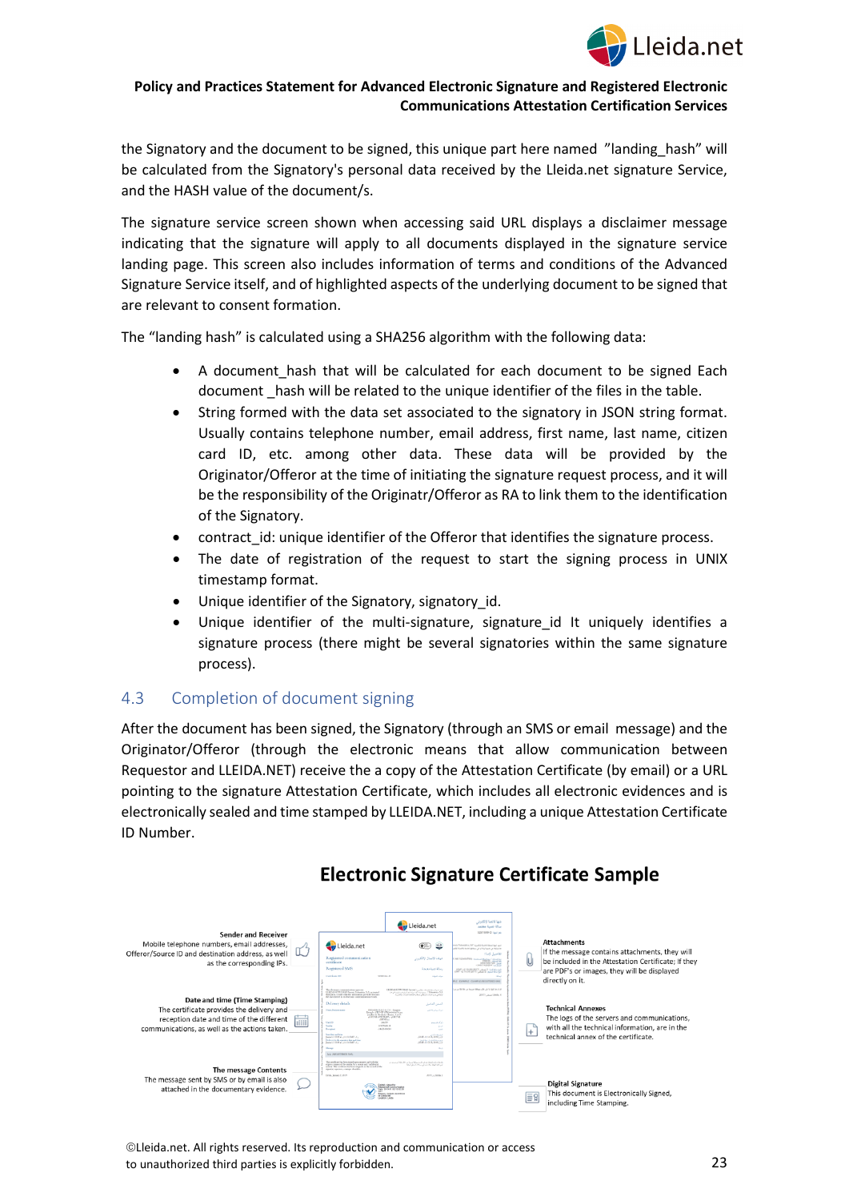the Signatory and the document to be signed, this unique part here named "landing_hash" will be calculated from the Signatory's personal data received by the Lleida.net signature Service, and the HASH value of the document/s.

The signature service screen shown when accessing said URL displays a disclaimer message indicating that the signature will apply to all documents displayed in the signature service landing page. This screen also includes information of terms and conditions of the Advanced Signature Service itself, and of highlighted aspects of the underlying document to be signed that are relevant to consent formation.

The "landing hash" is calculated using a SHA256 algorithm with the following data:

- A document_hash that will be calculated for each document to be signed Each document _hash will be related to the unique identifier of the files in the table.
- String formed with the data set associated to the signatory in JSON string format. Usually contains telephone number, email address, first name, last name, citizen card ID, etc. among other data. These data will be provided by the Originator/Offeror at the time of initiating the signature request process, and it will be the responsibility of the Originatr/Offeror as RA to link them to the identification of the Signatory.
- contract_id: unique identifier of the Offeror that identifies the signature process.
- The date of registration of the request to start the signing process in UNIX timestamp format.
- Unique identifier of the Signatory, signatory_id.
- Unique identifier of the multi-signature, signature_id It uniquely identifies a signature process (there might be several signatories within the same signature process).

## 4.3 Completion of document signing

After the document has been signed, the Signatory (through an SMS or email message) and the Originator/Offeror (through the electronic means that allow communication between Requestor and LLEIDA.NET) receive the a copy of the Attestation Certificate (by email) or a URL pointing to the signature Attestation Certificate, which includes all electronic evidences and is electronically sealed and time stamped by LLEIDA.NET, including a unique Attestation Certificate ID Number.

### Electronic Signature Certificate Sample

**Sender and Receiver**
Mobile telephone numbers, email addresses, Offeror/Source ID and destination address, as well as the corresponding IPs.

**Date and time (Time Stamping)**
The certificate provides the delivery and reception date and time of the different communications, as well as the actions taken.

**The message Contents**
The message sent by SMS or by email is also attached in the documentary evidence.

**Attachments**
If the message contains attachments, they will be included in the Attestation Certificate; If they are PDF's or images, they will be displayed directly on it.

**Technical Annexes**
The logs of the servers and communications, with all the technical information, are in the technical annex of the certificate.

**Digital Signature**
This document is Electronically Signed, including Time Stamping.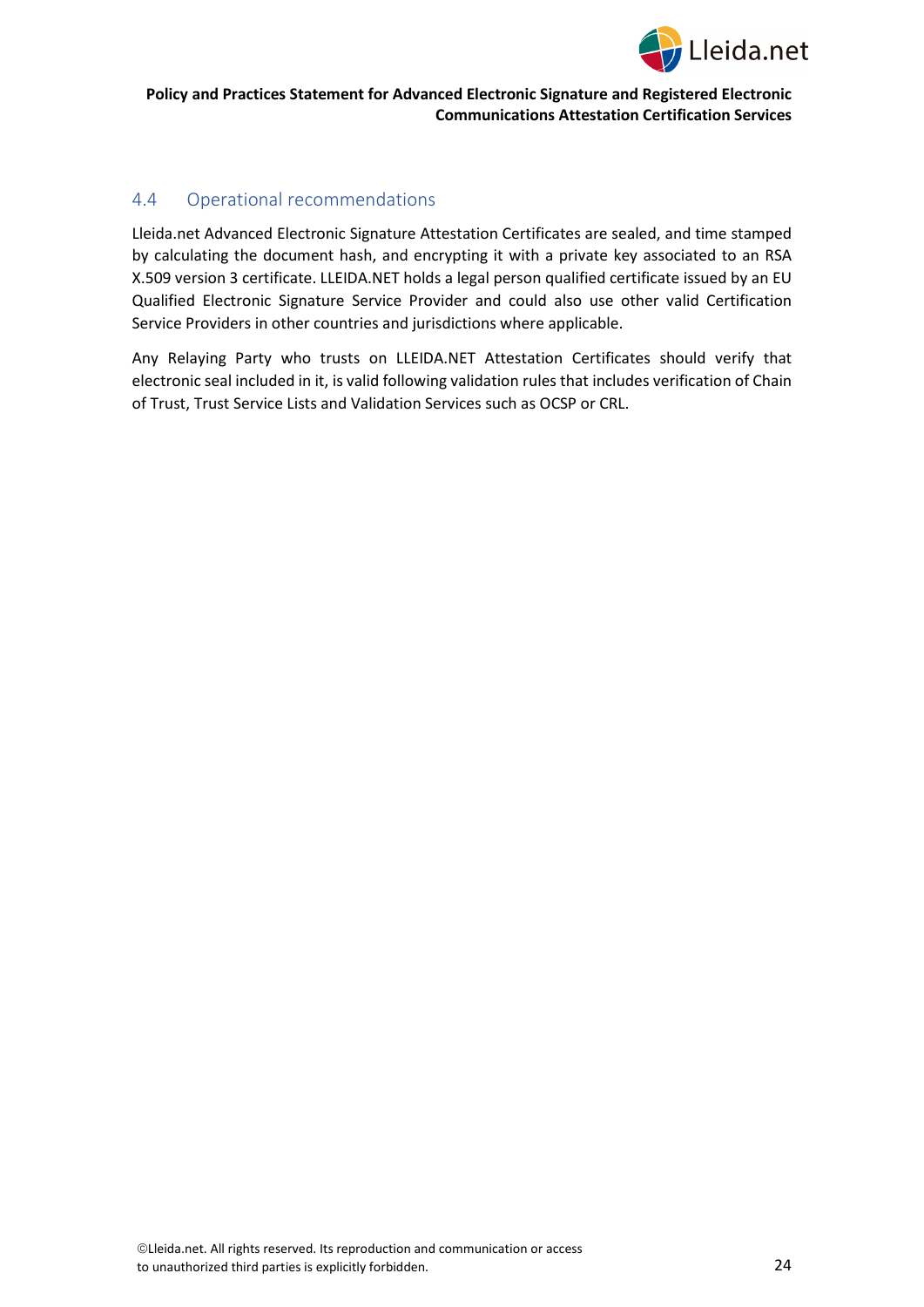## 4.4 Operational recommendations

Lleida.net Advanced Electronic Signature Attestation Certificates are sealed, and time stamped by calculating the document hash, and encrypting it with a private key associated to an RSA X.509 version 3 certificate. LLEIDA.NET holds a legal person qualified certificate issued by an EU Qualified Electronic Signature Service Provider and could also use other valid Certification Service Providers in other countries and jurisdictions where applicable.

Any Relaying Party who trusts on LLEIDA.NET Attestation Certificates should verify that electronic seal included in it, is valid following validation rules that includes verification of Chain of Trust, Trust Service Lists and Validation Services such as OCSP or CRL.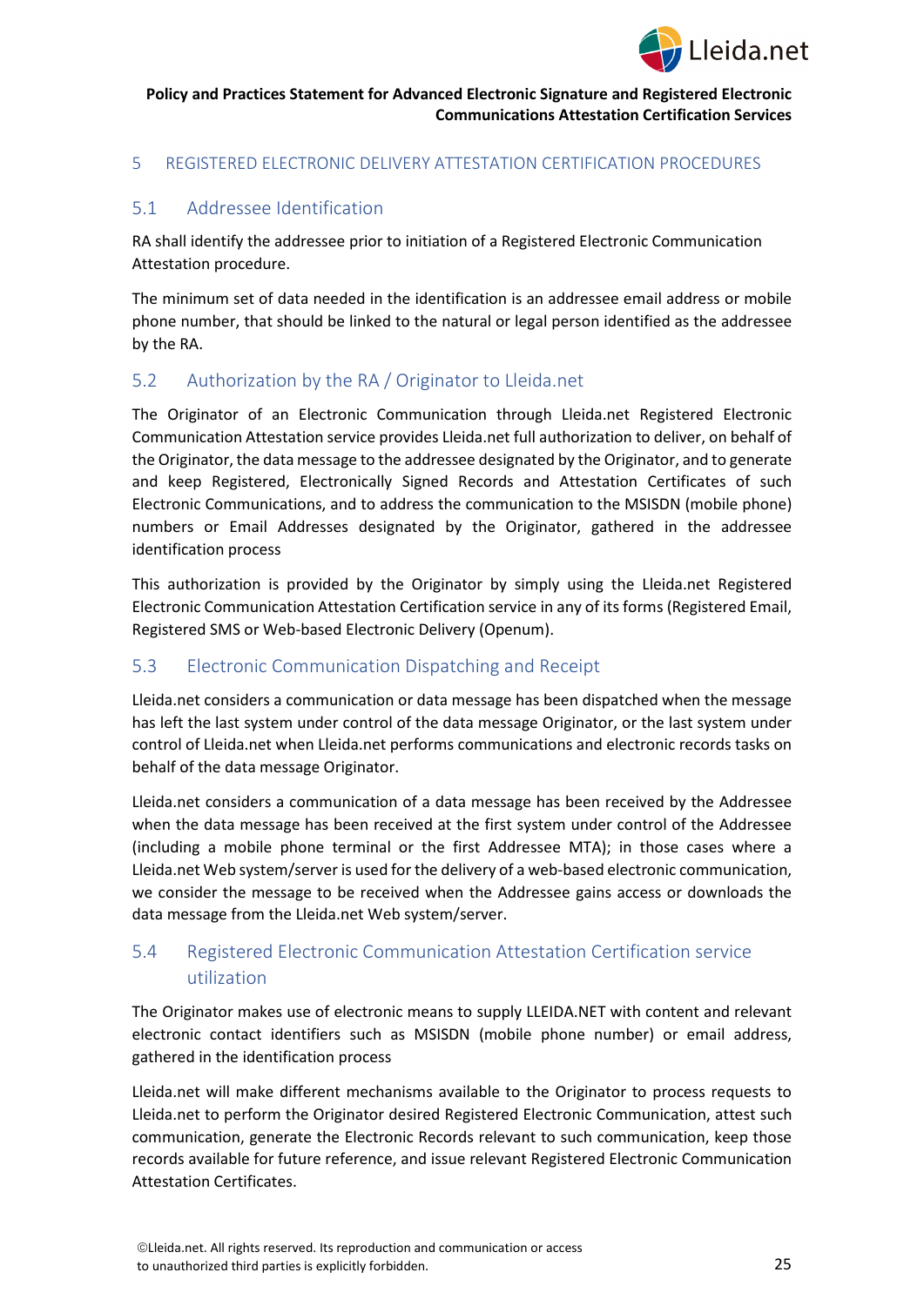# 5 REGISTERED ELECTRONIC DELIVERY ATTESTATION CERTIFICATION PROCEDURES

## 5.1 Addressee Identification

RA shall identify the addressee prior to initiation of a Registered Electronic Communication Attestation procedure.

The minimum set of data needed in the identification is an addressee email address or mobile phone number, that should be linked to the natural or legal person identified as the addressee by the RA.

## 5.2 Authorization by the RA / Originator to Lleida.net

The Originator of an Electronic Communication through Lleida.net Registered Electronic Communication Attestation service provides Lleida.net full authorization to deliver, on behalf of the Originator, the data message to the addressee designated by the Originator, and to generate and keep Registered, Electronically Signed Records and Attestation Certificates of such Electronic Communications, and to address the communication to the MSISDN (mobile phone) numbers or Email Addresses designated by the Originator, gathered in the addressee identification process

This authorization is provided by the Originator by simply using the Lleida.net Registered Electronic Communication Attestation Certification service in any of its forms (Registered Email, Registered SMS or Web-based Electronic Delivery (Openum).

## 5.3 Electronic Communication Dispatching and Receipt

Lleida.net considers a communication or data message has been dispatched when the message has left the last system under control of the data message Originator, or the last system under control of Lleida.net when Lleida.net performs communications and electronic records tasks on behalf of the data message Originator.

Lleida.net considers a communication of a data message has been received by the Addressee when the data message has been received at the first system under control of the Addressee (including a mobile phone terminal or the first Addressee MTA); in those cases where a Lleida.net Web system/server is used for the delivery of a web-based electronic communication, we consider the message to be received when the Addressee gains access or downloads the data message from the Lleida.net Web system/server.

## 5.4 Registered Electronic Communication Attestation Certification service utilization

The Originator makes use of electronic means to supply LLEIDA.NET with content and relevant electronic contact identifiers such as MSISDN (mobile phone number) or email address, gathered in the identification process

Lleida.net will make different mechanisms available to the Originator to process requests to Lleida.net to perform the Originator desired Registered Electronic Communication, attest such communication, generate the Electronic Records relevant to such communication, keep those records available for future reference, and issue relevant Registered Electronic Communication Attestation Certificates.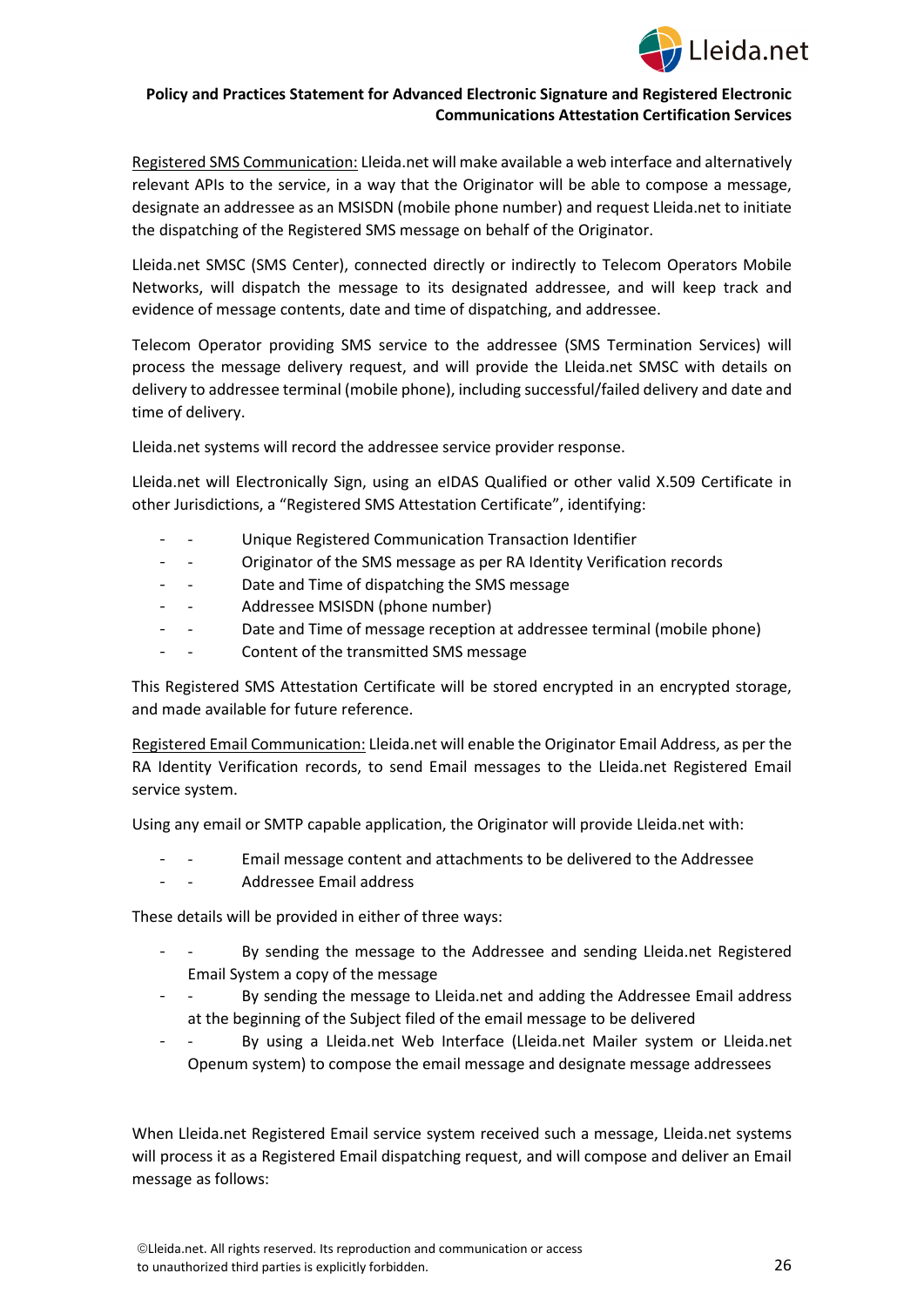Registered SMS Communication: Lleida.net will make available a web interface and alternatively relevant APIs to the service, in a way that the Originator will be able to compose a message, designate an addressee as an MSISDN (mobile phone number) and request Lleida.net to initiate the dispatching of the Registered SMS message on behalf of the Originator.

Lleida.net SMSC (SMS Center), connected directly or indirectly to Telecom Operators Mobile Networks, will dispatch the message to its designated addressee, and will keep track and evidence of message contents, date and time of dispatching, and addressee.

Telecom Operator providing SMS service to the addressee (SMS Termination Services) will process the message delivery request, and will provide the Lleida.net SMSC with details on delivery to addressee terminal (mobile phone), including successful/failed delivery and date and time of delivery.

Lleida.net systems will record the addressee service provider response.

Lleida.net will Electronically Sign, using an eIDAS Qualified or other valid X.509 Certificate in other Jurisdictions, a "Registered SMS Attestation Certificate", identifying:

- Unique Registered Communication Transaction Identifier
- Originator of the SMS message as per RA Identity Verification records
- Date and Time of dispatching the SMS message
- Addressee MSISDN (phone number)
- Date and Time of message reception at addressee terminal (mobile phone)
- Content of the transmitted SMS message

This Registered SMS Attestation Certificate will be stored encrypted in an encrypted storage, and made available for future reference.

Registered Email Communication: Lleida.net will enable the Originator Email Address, as per the RA Identity Verification records, to send Email messages to the Lleida.net Registered Email service system.

Using any email or SMTP capable application, the Originator will provide Lleida.net with:

- Email message content and attachments to be delivered to the Addressee
- Addressee Email address

These details will be provided in either of three ways:

- By sending the message to the Addressee and sending Lleida.net Registered Email System a copy of the message
- By sending the message to Lleida.net and adding the Addressee Email address at the beginning of the Subject filed of the email message to be delivered
- By using a Lleida.net Web Interface (Lleida.net Mailer system or Lleida.net Openum system) to compose the email message and designate message addressees

When Lleida.net Registered Email service system received such a message, Lleida.net systems will process it as a Registered Email dispatching request, and will compose and deliver an Email message as follows: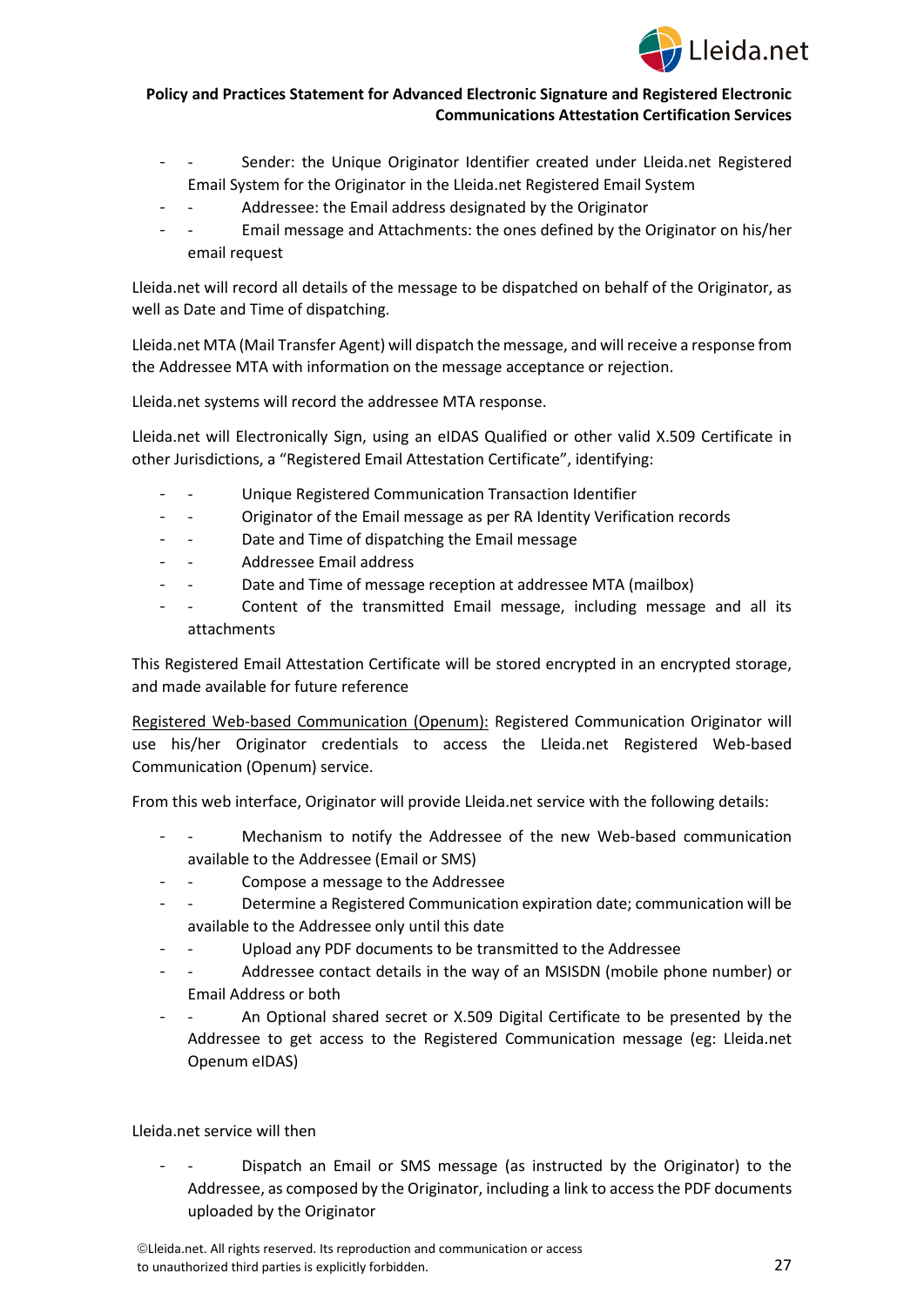- Sender: the Unique Originator Identifier created under Lleida.net Registered Email System for the Originator in the Lleida.net Registered Email System
- Addressee: the Email address designated by the Originator
- Email message and Attachments: the ones defined by the Originator on his/her email request

Lleida.net will record all details of the message to be dispatched on behalf of the Originator, as well as Date and Time of dispatching.

Lleida.net MTA (Mail Transfer Agent) will dispatch the message, and will receive a response from the Addressee MTA with information on the message acceptance or rejection.

Lleida.net systems will record the addressee MTA response.

Lleida.net will Electronically Sign, using an eIDAS Qualified or other valid X.509 Certificate in other Jurisdictions, a "Registered Email Attestation Certificate", identifying:

- Unique Registered Communication Transaction Identifier
- Originator of the Email message as per RA Identity Verification records
- Date and Time of dispatching the Email message
- Addressee Email address
- Date and Time of message reception at addressee MTA (mailbox)
- Content of the transmitted Email message, including message and all its attachments

This Registered Email Attestation Certificate will be stored encrypted in an encrypted storage, and made available for future reference

Registered Web-based Communication (Openum): Registered Communication Originator will use his/her Originator credentials to access the Lleida.net Registered Web-based Communication (Openum) service.

From this web interface, Originator will provide Lleida.net service with the following details:

- Mechanism to notify the Addressee of the new Web-based communication available to the Addressee (Email or SMS)
- Compose a message to the Addressee
- Determine a Registered Communication expiration date; communication will be available to the Addressee only until this date
- Upload any PDF documents to be transmitted to the Addressee
- Addressee contact details in the way of an MSISDN (mobile phone number) or Email Address or both
- An Optional shared secret or X.509 Digital Certificate to be presented by the Addressee to get access to the Registered Communication message (eg: Lleida.net Openum eIDAS)

Lleida.net service will then

- Dispatch an Email or SMS message (as instructed by the Originator) to the Addressee, as composed by the Originator, including a link to access the PDF documents uploaded by the Originator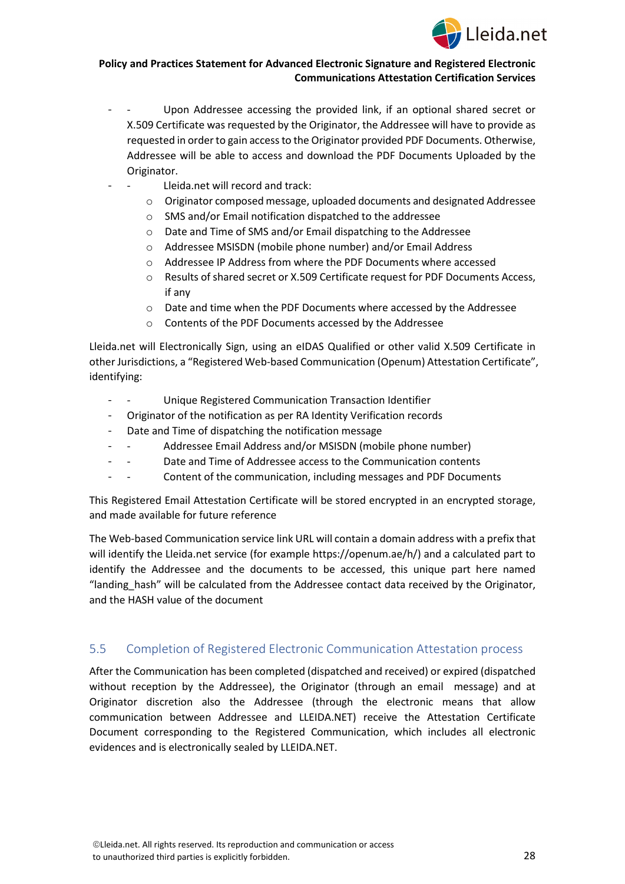- Upon Addressee accessing the provided link, if an optional shared secret or X.509 Certificate was requested by the Originator, the Addressee will have to provide as requested in order to gain access to the Originator provided PDF Documents. Otherwise, Addressee will be able to access and download the PDF Documents Uploaded by the Originator.
- Lleida.net will record and track:
    - Originator composed message, uploaded documents and designated Addressee
    - SMS and/or Email notification dispatched to the addressee
    - Date and Time of SMS and/or Email dispatching to the Addressee
    - Addressee MSISDN (mobile phone number) and/or Email Address
    - Addressee IP Address from where the PDF Documents where accessed
    - Results of shared secret or X.509 Certificate request for PDF Documents Access, if any
    - Date and time when the PDF Documents where accessed by the Addressee
    - Contents of the PDF Documents accessed by the Addressee

Lleida.net will Electronically Sign, using an eIDAS Qualified or other valid X.509 Certificate in other Jurisdictions, a "Registered Web-based Communication (Openum) Attestation Certificate", identifying:

- Unique Registered Communication Transaction Identifier
- Originator of the notification as per RA Identity Verification records
- Date and Time of dispatching the notification message
- Addressee Email Address and/or MSISDN (mobile phone number)
- Date and Time of Addressee access to the Communication contents
- Content of the communication, including messages and PDF Documents

This Registered Email Attestation Certificate will be stored encrypted in an encrypted storage, and made available for future reference

The Web-based Communication service link URL will contain a domain address with a prefix that will identify the Lleida.net service (for example https://openum.ae/h/) and a calculated part to identify the Addressee and the documents to be accessed, this unique part here named "landing_hash" will be calculated from the Addressee contact data received by the Originator, and the HASH value of the document

## 5.5 Completion of Registered Electronic Communication Attestation process

After the Communication has been completed (dispatched and received) or expired (dispatched without reception by the Addressee), the Originator (through an email message) and at Originator discretion also the Addressee (through the electronic means that allow communication between Addressee and LLEIDA.NET) receive the Attestation Certificate Document corresponding to the Registered Communication, which includes all electronic evidences and is electronically sealed by LLEIDA.NET.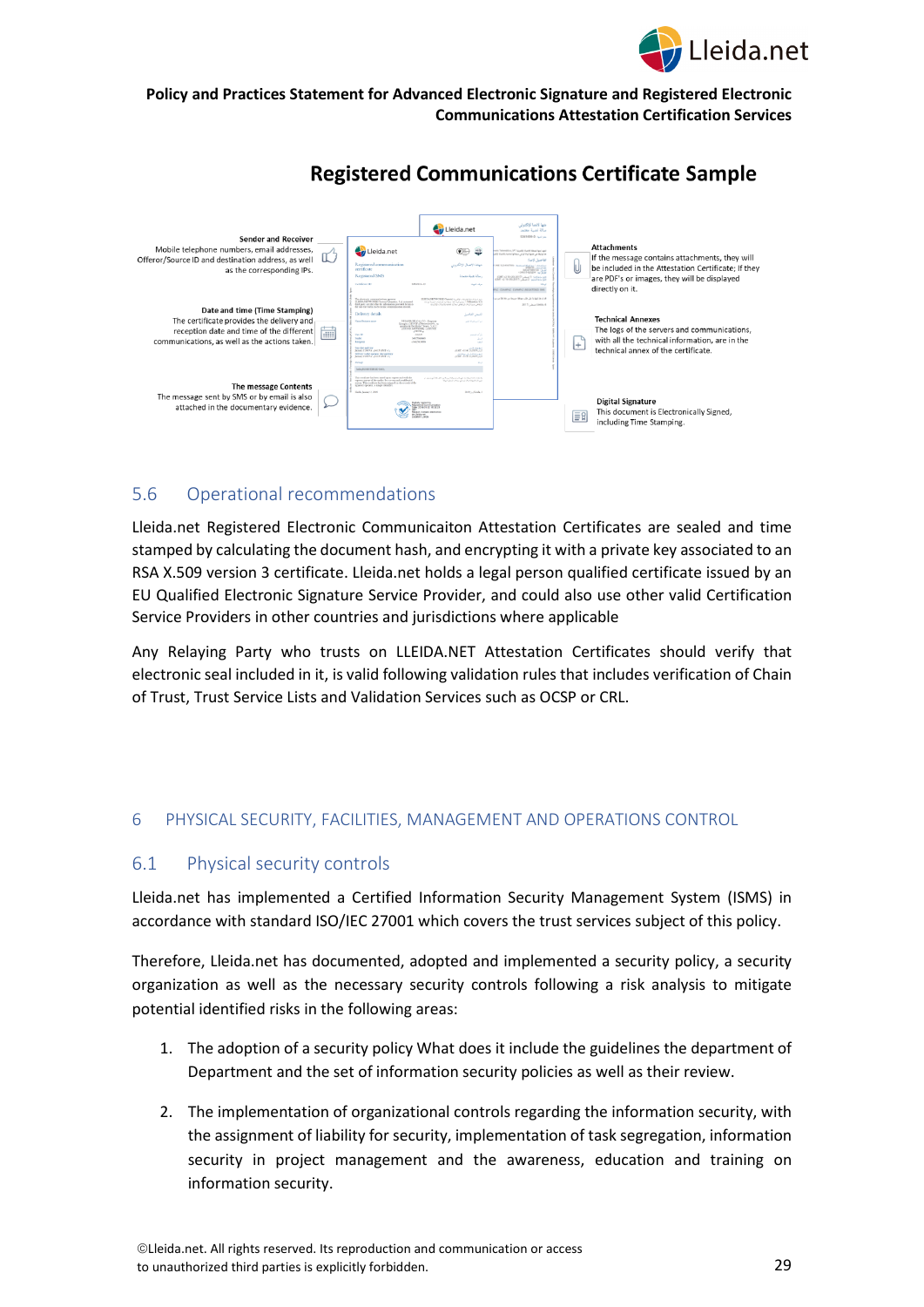## Registered Communications Certificate Sample

**Sender and Receiver**
Mobile telephone numbers, email addresses, Offeror/Source ID and destination address, as well as the corresponding IPs.

**Date and time (Time Stamping)**
The certificate provides the delivery and reception date and time of the different communications, as well as the actions taken.

**The message Contents**
The message sent by SMS or by email is also attached in the documentary evidence.

**Attachments**
If the message contains attachments, they will be included in the Attestation Certificate; If they are PDF's or images, they will be displayed directly on it.

**Technical Annexes**
The logs of the servers and communications, with all the technical information, are in the technical annex of the certificate.

**Digital Signature**
This document is Electronically Signed, including Time Stamping.

### 5.6 Operational recommendations

Lleida.net Registered Electronic Communicaiton Attestation Certificates are sealed and time stamped by calculating the document hash, and encrypting it with a private key associated to an RSA X.509 version 3 certificate. Lleida.net holds a legal person qualified certificate issued by an EU Qualified Electronic Signature Service Provider, and could also use other valid Certification Service Providers in other countries and jurisdictions where applicable

Any Relaying Party who trusts on LLEIDA.NET Attestation Certificates should verify that electronic seal included in it, is valid following validation rules that includes verification of Chain of Trust, Trust Service Lists and Validation Services such as OCSP or CRL.

## 6 PHYSICAL SECURITY, FACILITIES, MANAGEMENT AND OPERATIONS CONTROL

### 6.1 Physical security controls

Lleida.net has implemented a Certified Information Security Management System (ISMS) in accordance with standard ISO/IEC 27001 which covers the trust services subject of this policy.

Therefore, Lleida.net has documented, adopted and implemented a security policy, a security organization as well as the necessary security controls following a risk analysis to mitigate potential identified risks in the following areas:

1. The adoption of a security policy What does it include the guidelines the department of Department and the set of information security policies as well as their review.

2. The implementation of organizational controls regarding the information security, with the assignment of liability for security, implementation of task segregation, information security in project management and the awareness, education and training on information security.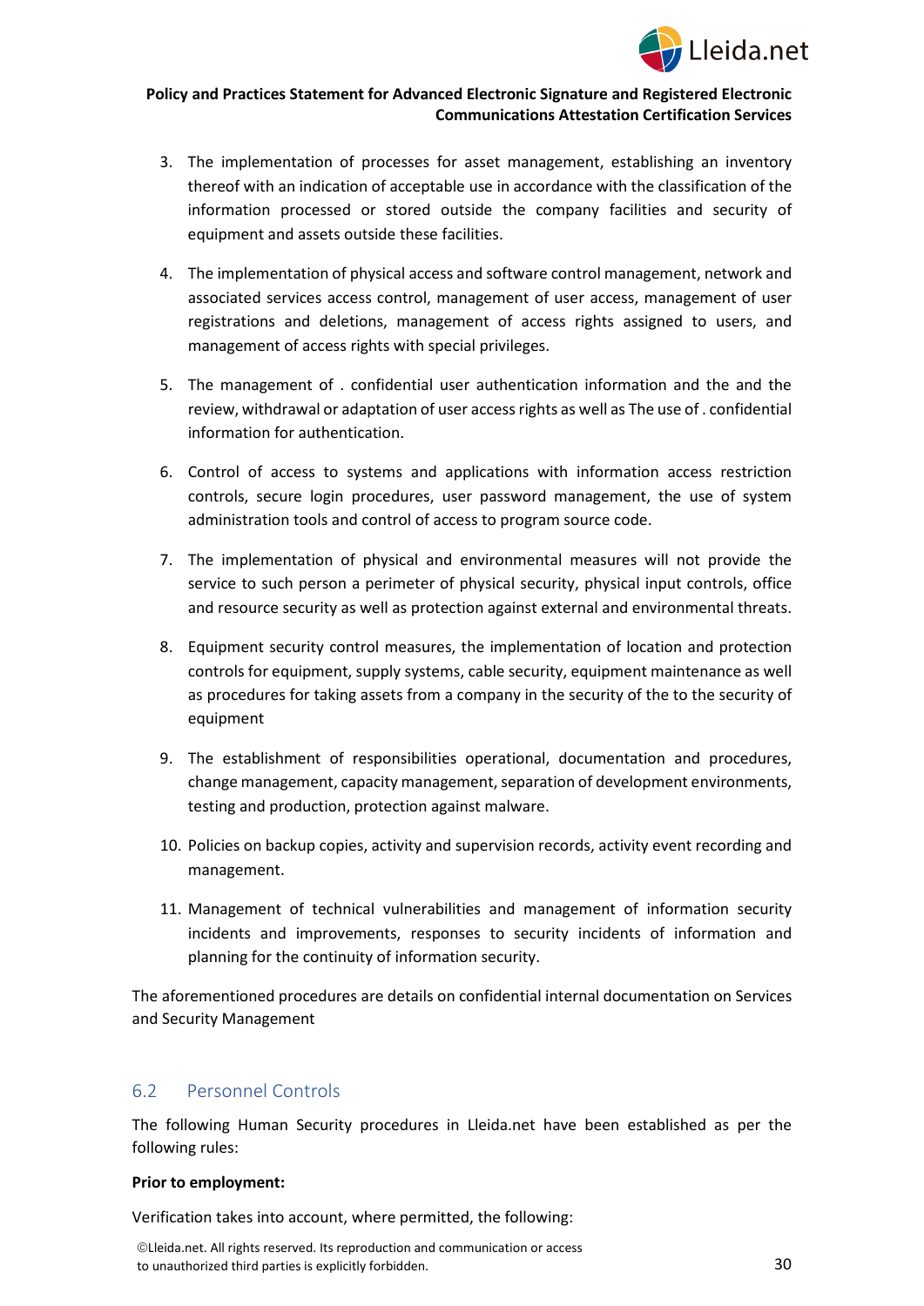3. The implementation of processes for asset management, establishing an inventory thereof with an indication of acceptable use in accordance with the classification of the information processed or stored outside the company facilities and security of equipment and assets outside these facilities.

4. The implementation of physical access and software control management, network and associated services access control, management of user access, management of user registrations and deletions, management of access rights assigned to users, and management of access rights with special privileges.

5. The management of . confidential user authentication information and the and the review, withdrawal or adaptation of user access rights as well as The use of . confidential information for authentication.

6. Control of access to systems and applications with information access restriction controls, secure login procedures, user password management, the use of system administration tools and control of access to program source code.

7. The implementation of physical and environmental measures will not provide the service to such person a perimeter of physical security, physical input controls, office and resource security as well as protection against external and environmental threats.

8. Equipment security control measures, the implementation of location and protection controls for equipment, supply systems, cable security, equipment maintenance as well as procedures for taking assets from a company in the security of the to the security of equipment

9. The establishment of responsibilities operational, documentation and procedures, change management, capacity management, separation of development environments, testing and production, protection against malware.

10. Policies on backup copies, activity and supervision records, activity event recording and management.

11. Management of technical vulnerabilities and management of information security incidents and improvements, responses to security incidents of information and planning for the continuity of information security.

The aforementioned procedures are details on confidential internal documentation on Services and Security Management

## 6.2 Personnel Controls

The following Human Security procedures in Lleida.net have been established as per the following rules:

**Prior to employment:**

Verification takes into account, where permitted, the following: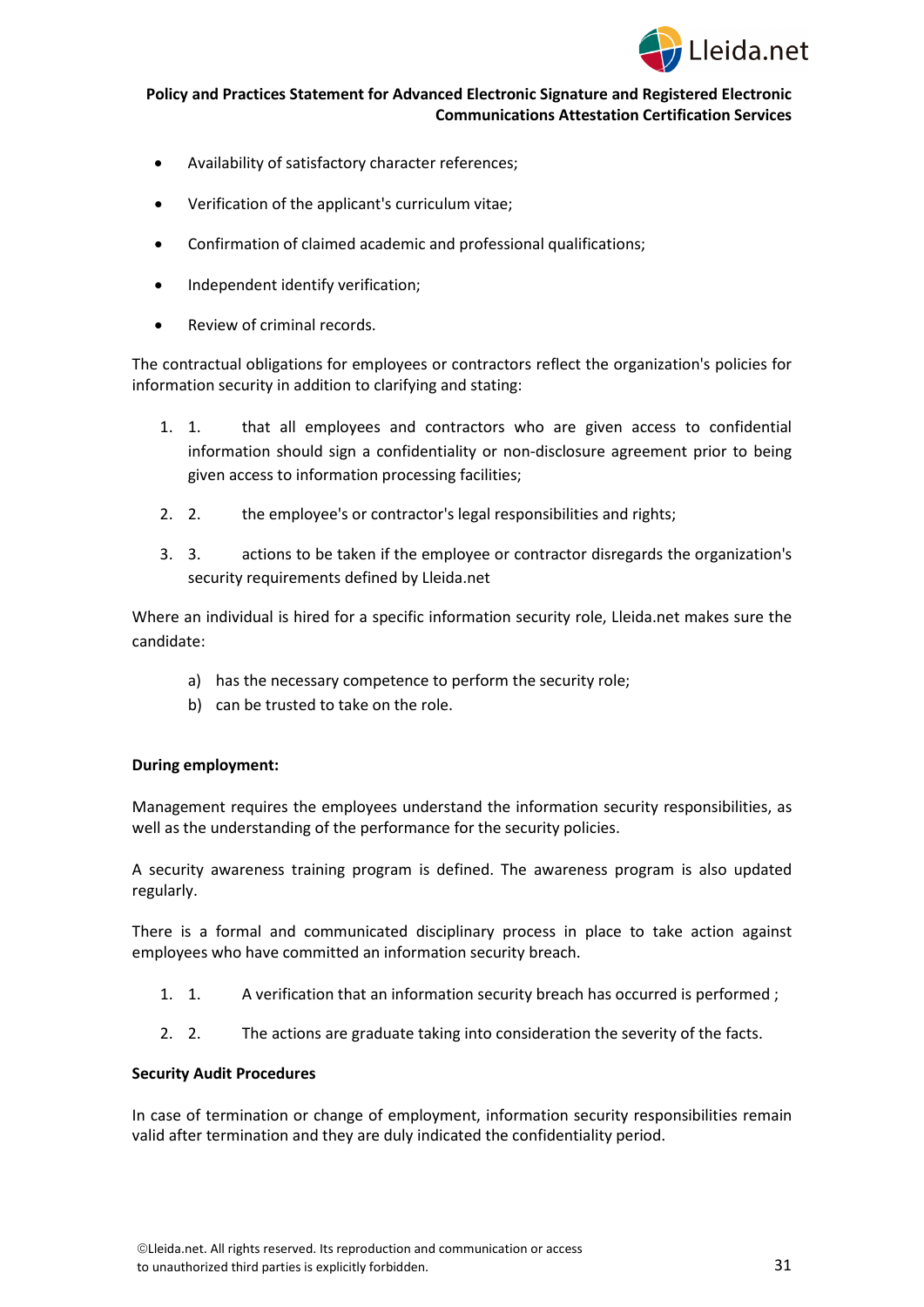- Availability of satisfactory character references;
- Verification of the applicant's curriculum vitae;
- Confirmation of claimed academic and professional qualifications;
- Independent identify verification;
- Review of criminal records.

The contractual obligations for employees or contractors reflect the organization's policies for information security in addition to clarifying and stating:

1. 1. that all employees and contractors who are given access to confidential information should sign a confidentiality or non-disclosure agreement prior to being given access to information processing facilities;
2. 2. the employee's or contractor's legal responsibilities and rights;
3. 3. actions to be taken if the employee or contractor disregards the organization's security requirements defined by Lleida.net

Where an individual is hired for a specific information security role, Lleida.net makes sure the candidate:

a) has the necessary competence to perform the security role;
b) can be trusted to take on the role.

**During employment:**

Management requires the employees understand the information security responsibilities, as well as the understanding of the performance for the security policies.

A security awareness training program is defined. The awareness program is also updated regularly.

There is a formal and communicated disciplinary process in place to take action against employees who have committed an information security breach.

1. 1. A verification that an information security breach has occurred is performed ;
2. 2. The actions are graduate taking into consideration the severity of the facts.

**Security Audit Procedures**

In case of termination or change of employment, information security responsibilities remain valid after termination and they are duly indicated the confidentiality period.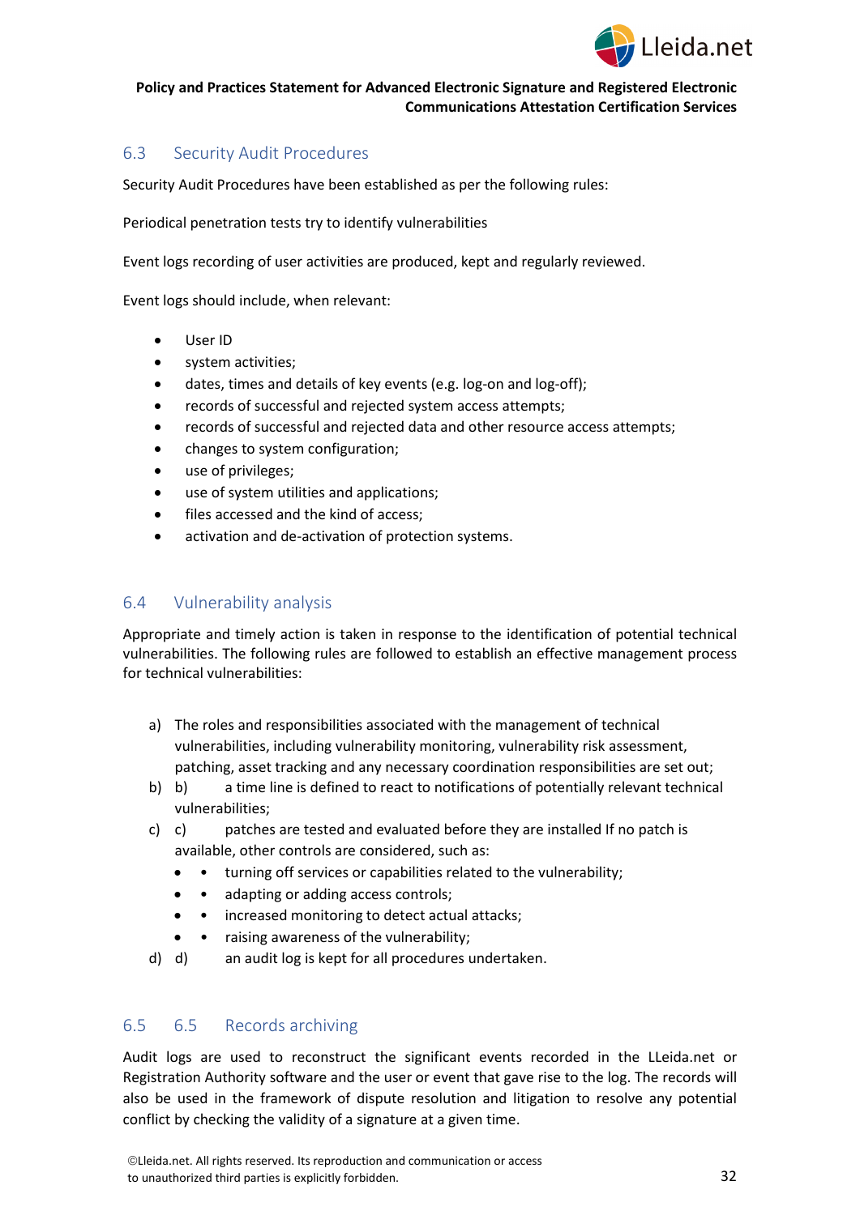## 6.3 Security Audit Procedures

Security Audit Procedures have been established as per the following rules:

Periodical penetration tests try to identify vulnerabilities

Event logs recording of user activities are produced, kept and regularly reviewed.

Event logs should include, when relevant:

- User ID
- system activities;
- dates, times and details of key events (e.g. log-on and log-off);
- records of successful and rejected system access attempts;
- records of successful and rejected data and other resource access attempts;
- changes to system configuration;
- use of privileges;
- use of system utilities and applications;
- files accessed and the kind of access;
- activation and de-activation of protection systems.

## 6.4 Vulnerability analysis

Appropriate and timely action is taken in response to the identification of potential technical vulnerabilities. The following rules are followed to establish an effective management process for technical vulnerabilities:

a) The roles and responsibilities associated with the management of technical vulnerabilities, including vulnerability monitoring, vulnerability risk assessment, patching, asset tracking and any necessary coordination responsibilities are set out;

b) b) a time line is defined to react to notifications of potentially relevant technical vulnerabilities;

c) c) patches are tested and evaluated before they are installed If no patch is available, other controls are considered, such as:
   - • turning off services or capabilities related to the vulnerability;
   - • adapting or adding access controls;
   - • increased monitoring to detect actual attacks;
   - • raising awareness of the vulnerability;

d) d) an audit log is kept for all procedures undertaken.

## 6.5 6.5 Records archiving

Audit logs are used to reconstruct the significant events recorded in the LLeida.net or Registration Authority software and the user or event that gave rise to the log. The records will also be used in the framework of dispute resolution and litigation to resolve any potential conflict by checking the validity of a signature at a given time.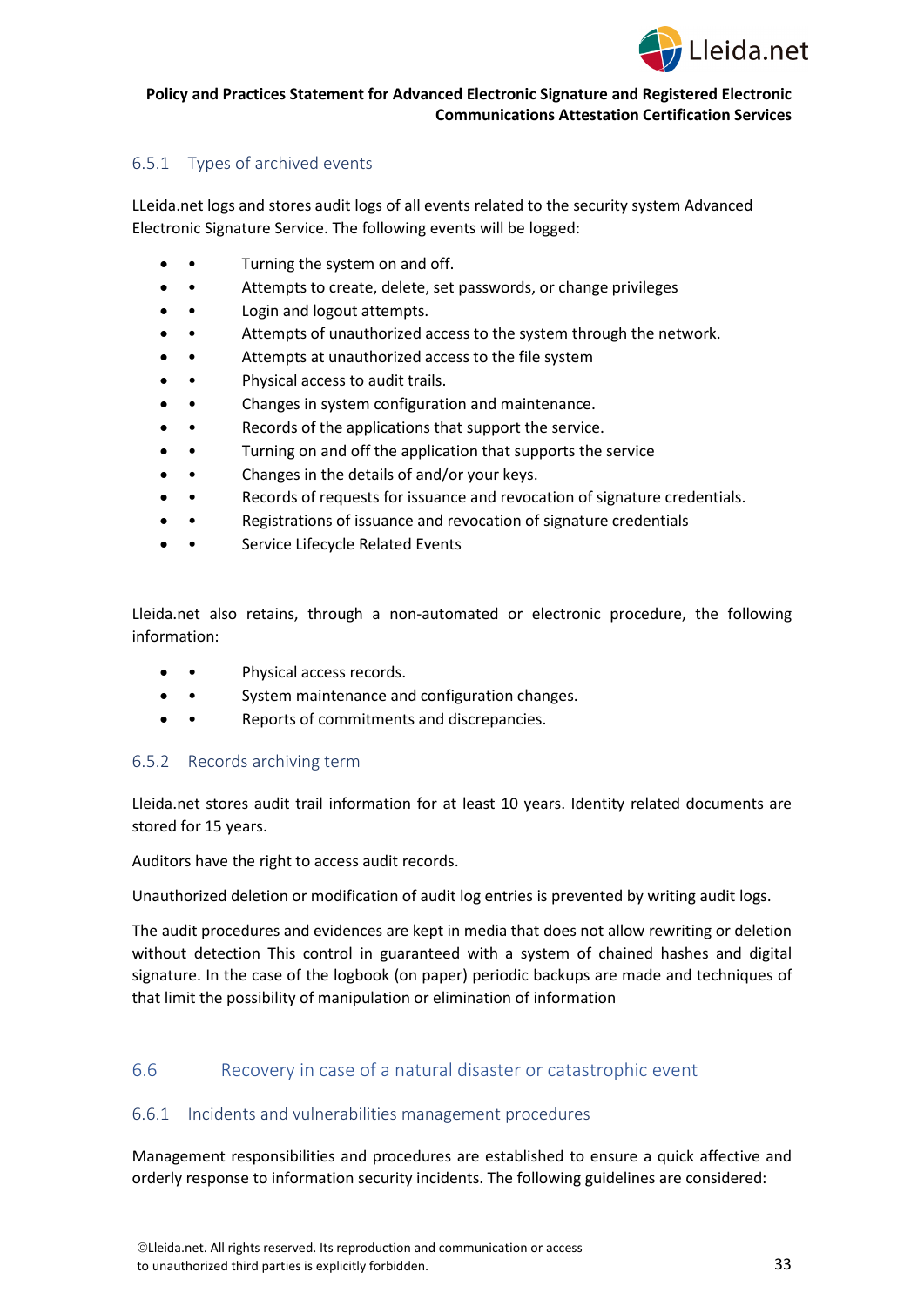### 6.5.1 Types of archived events

LLeida.net logs and stores audit logs of all events related to the security system Advanced Electronic Signature Service. The following events will be logged:

- Turning the system on and off.
- Attempts to create, delete, set passwords, or change privileges
- Login and logout attempts.
- Attempts of unauthorized access to the system through the network.
- Attempts at unauthorized access to the file system
- Physical access to audit trails.
- Changes in system configuration and maintenance.
- Records of the applications that support the service.
- Turning on and off the application that supports the service
- Changes in the details of and/or your keys.
- Records of requests for issuance and revocation of signature credentials.
- Registrations of issuance and revocation of signature credentials
- Service Lifecycle Related Events

Lleida.net also retains, through a non-automated or electronic procedure, the following information:

- Physical access records.
- System maintenance and configuration changes.
- Reports of commitments and discrepancies.

### 6.5.2 Records archiving term

Lleida.net stores audit trail information for at least 10 years. Identity related documents are stored for 15 years.

Auditors have the right to access audit records.

Unauthorized deletion or modification of audit log entries is prevented by writing audit logs.

The audit procedures and evidences are kept in media that does not allow rewriting or deletion without detection This control in guaranteed with a system of chained hashes and digital signature. In the case of the logbook (on paper) periodic backups are made and techniques of that limit the possibility of manipulation or elimination of information

## 6.6 Recovery in case of a natural disaster or catastrophic event

### 6.6.1 Incidents and vulnerabilities management procedures

Management responsibilities and procedures are established to ensure a quick affective and orderly response to information security incidents. The following guidelines are considered: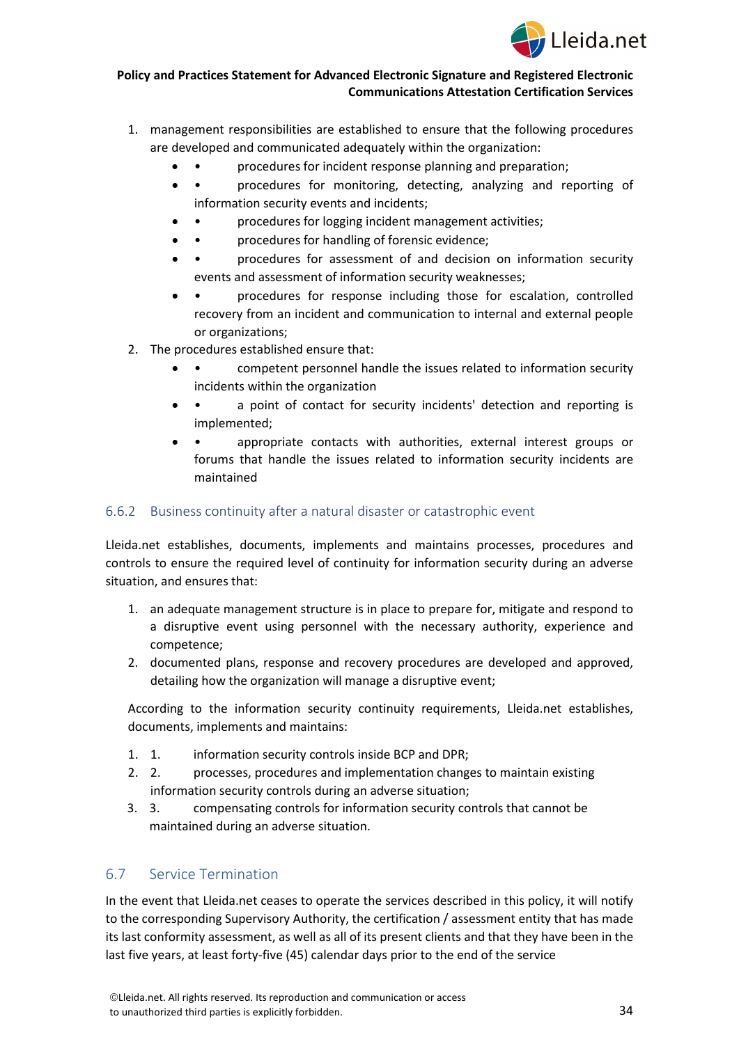1. management responsibilities are established to ensure that the following procedures are developed and communicated adequately within the organization:
    - • procedures for incident response planning and preparation;
    - • procedures for monitoring, detecting, analyzing and reporting of information security events and incidents;
    - • procedures for logging incident management activities;
    - • procedures for handling of forensic evidence;
    - • procedures for assessment of and decision on information security events and assessment of information security weaknesses;
    - • procedures for response including those for escalation, controlled recovery from an incident and communication to internal and external people or organizations;
2. The procedures established ensure that:
    - • competent personnel handle the issues related to information security incidents within the organization
    - • a point of contact for security incidents' detection and reporting is implemented;
    - • appropriate contacts with authorities, external interest groups or forums that handle the issues related to information security incidents are maintained

### 6.6.2 Business continuity after a natural disaster or catastrophic event

Lleida.net establishes, documents, implements and maintains processes, procedures and controls to ensure the required level of continuity for information security during an adverse situation, and ensures that:

1. an adequate management structure is in place to prepare for, mitigate and respond to a disruptive event using personnel with the necessary authority, experience and competence;
2. documented plans, response and recovery procedures are developed and approved, detailing how the organization will manage a disruptive event;

According to the information security continuity requirements, Lleida.net establishes, documents, implements and maintains:

1. 1. information security controls inside BCP and DPR;
2. 2. processes, procedures and implementation changes to maintain existing information security controls during an adverse situation;
3. 3. compensating controls for information security controls that cannot be maintained during an adverse situation.

## 6.7 Service Termination

In the event that Lleida.net ceases to operate the services described in this policy, it will notify to the corresponding Supervisory Authority, the certification / assessment entity that has made its last conformity assessment, as well as all of its present clients and that they have been in the last five years, at least forty-five (45) calendar days prior to the end of the service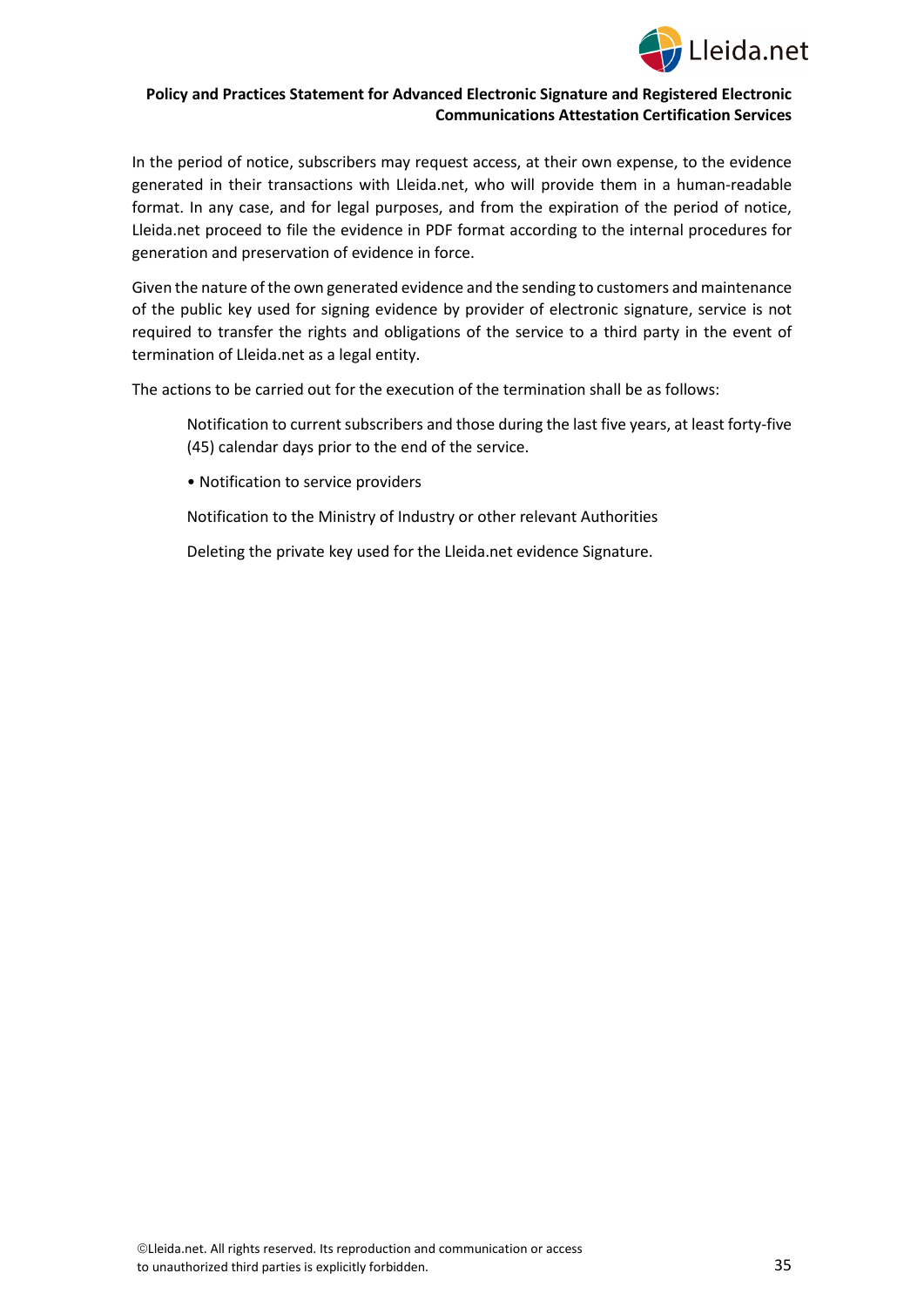In the period of notice, subscribers may request access, at their own expense, to the evidence generated in their transactions with Lleida.net, who will provide them in a human-readable format. In any case, and for legal purposes, and from the expiration of the period of notice, Lleida.net proceed to file the evidence in PDF format according to the internal procedures for generation and preservation of evidence in force.

Given the nature of the own generated evidence and the sending to customers and maintenance of the public key used for signing evidence by provider of electronic signature, service is not required to transfer the rights and obligations of the service to a third party in the event of termination of Lleida.net as a legal entity.

The actions to be carried out for the execution of the termination shall be as follows:

Notification to current subscribers and those during the last five years, at least forty-five (45) calendar days prior to the end of the service.

• Notification to service providers

Notification to the Ministry of Industry or other relevant Authorities

Deleting the private key used for the Lleida.net evidence Signature.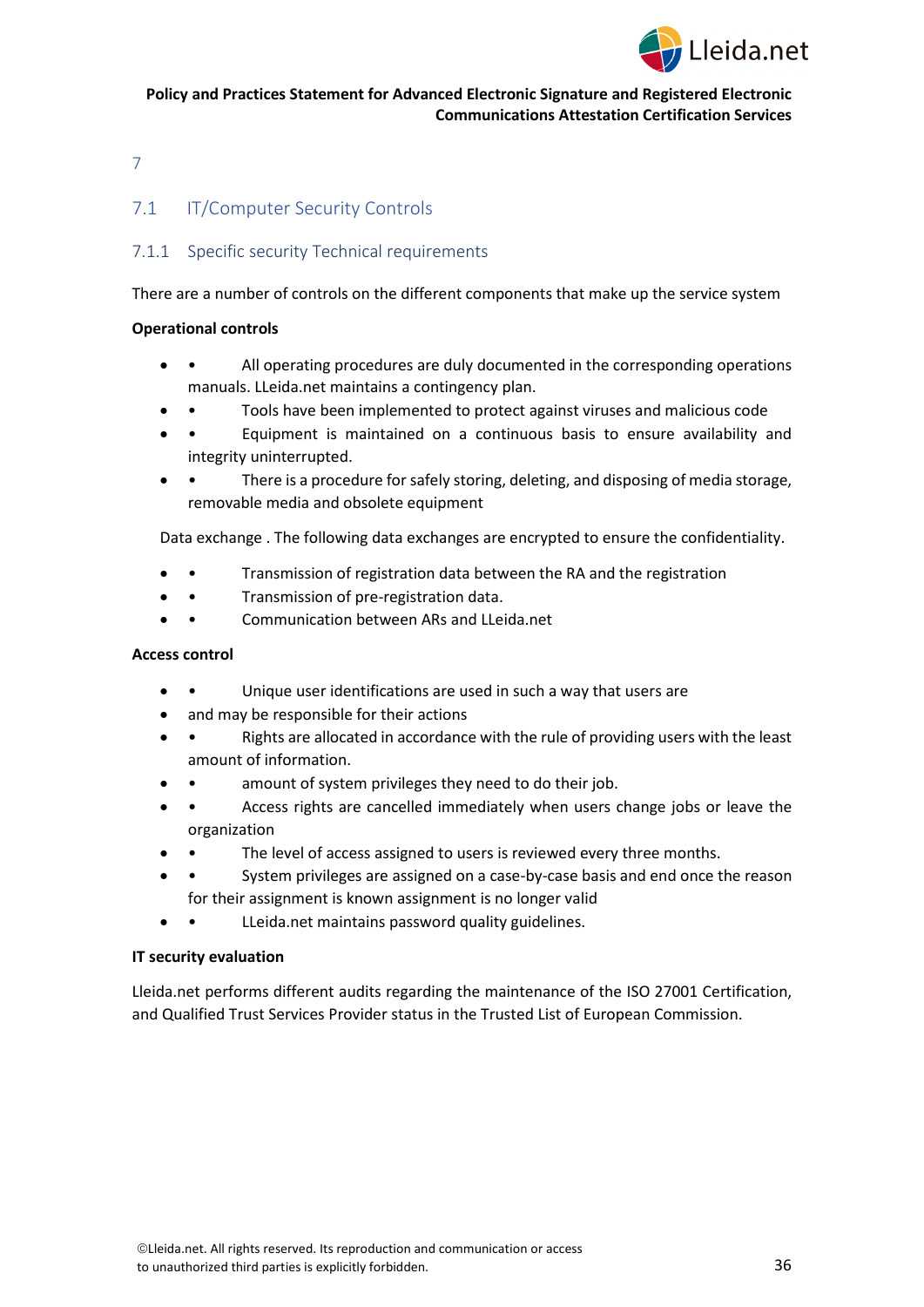# 7

## 7.1 IT/Computer Security Controls

### 7.1.1 Specific security Technical requirements

There are a number of controls on the different components that make up the service system

**Operational controls**

- • All operating procedures are duly documented in the corresponding operations manuals. LLeida.net maintains a contingency plan.
- • Tools have been implemented to protect against viruses and malicious code
- • Equipment is maintained on a continuous basis to ensure availability and integrity uninterrupted.
- • There is a procedure for safely storing, deleting, and disposing of media storage, removable media and obsolete equipment

Data exchange . The following data exchanges are encrypted to ensure the confidentiality.

- • Transmission of registration data between the RA and the registration
- • Transmission of pre-registration data.
- • Communication between ARs and LLeida.net

**Access control**

- • Unique user identifications are used in such a way that users are
- and may be responsible for their actions
- • Rights are allocated in accordance with the rule of providing users with the least amount of information.
- • amount of system privileges they need to do their job.
- • Access rights are cancelled immediately when users change jobs or leave the organization
- • The level of access assigned to users is reviewed every three months.
- • System privileges are assigned on a case-by-case basis and end once the reason for their assignment is known assignment is no longer valid
- • LLeida.net maintains password quality guidelines.

**IT security evaluation**

Lleida.net performs different audits regarding the maintenance of the ISO 27001 Certification, and Qualified Trust Services Provider status in the Trusted List of European Commission.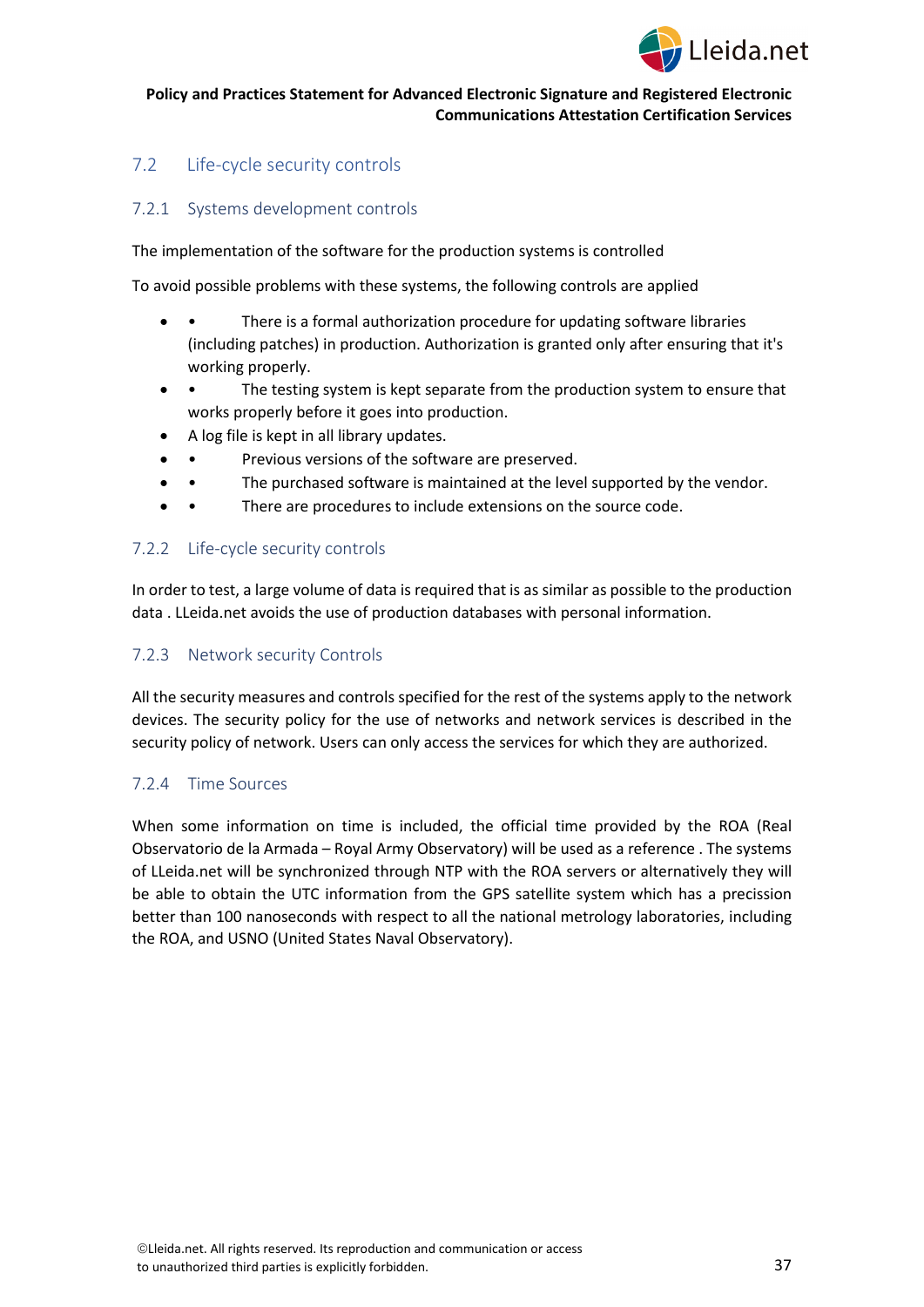## 7.2 Life-cycle security controls

### 7.2.1 Systems development controls

The implementation of the software for the production systems is controlled

To avoid possible problems with these systems, the following controls are applied

- • There is a formal authorization procedure for updating software libraries (including patches) in production. Authorization is granted only after ensuring that it's working properly.
- • The testing system is kept separate from the production system to ensure that works properly before it goes into production.
- A log file is kept in all library updates.
- • Previous versions of the software are preserved.
- • The purchased software is maintained at the level supported by the vendor.
- • There are procedures to include extensions on the source code.

### 7.2.2 Life-cycle security controls

In order to test, a large volume of data is required that is as similar as possible to the production data . LLeida.net avoids the use of production databases with personal information.

### 7.2.3 Network security Controls

All the security measures and controls specified for the rest of the systems apply to the network devices. The security policy for the use of networks and network services is described in the security policy of network. Users can only access the services for which they are authorized.

### 7.2.4 Time Sources

When some information on time is included, the official time provided by the ROA (Real Observatorio de la Armada – Royal Army Observatory) will be used as a reference . The systems of LLeida.net will be synchronized through NTP with the ROA servers or alternatively they will be able to obtain the UTC information from the GPS satellite system which has a precission better than 100 nanoseconds with respect to all the national metrology laboratories, including the ROA, and USNO (United States Naval Observatory).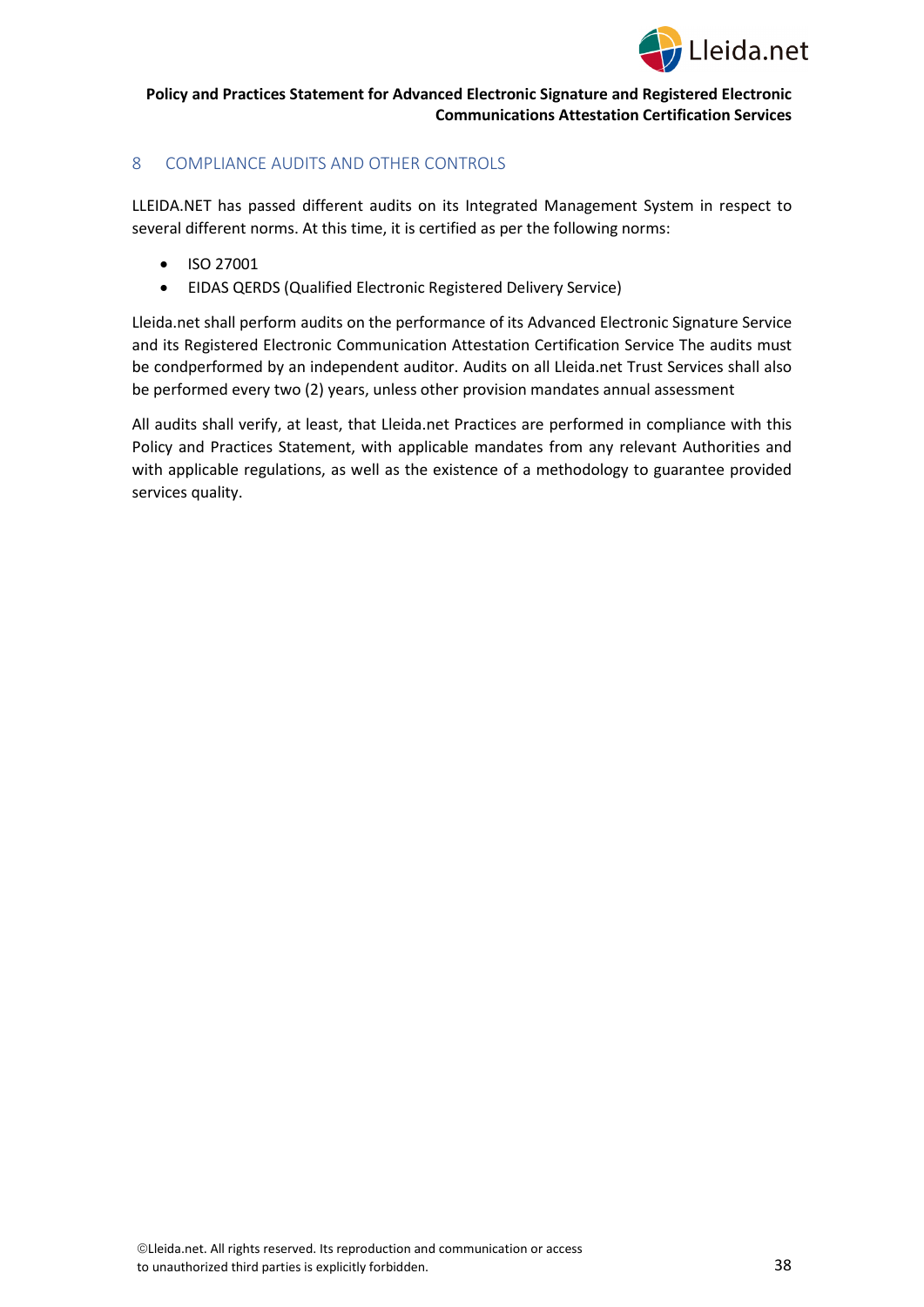# 8 COMPLIANCE AUDITS AND OTHER CONTROLS

LLEIDA.NET has passed different audits on its Integrated Management System in respect to several different norms. At this time, it is certified as per the following norms:

- ISO 27001
- EIDAS QERDS (Qualified Electronic Registered Delivery Service)

Lleida.net shall perform audits on the performance of its Advanced Electronic Signature Service and its Registered Electronic Communication Attestation Certification Service The audits must be condperformed by an independent auditor. Audits on all Lleida.net Trust Services shall also be performed every two (2) years, unless other provision mandates annual assessment

All audits shall verify, at least, that Lleida.net Practices are performed in compliance with this Policy and Practices Statement, with applicable mandates from any relevant Authorities and with applicable regulations, as well as the existence of a methodology to guarantee provided services quality.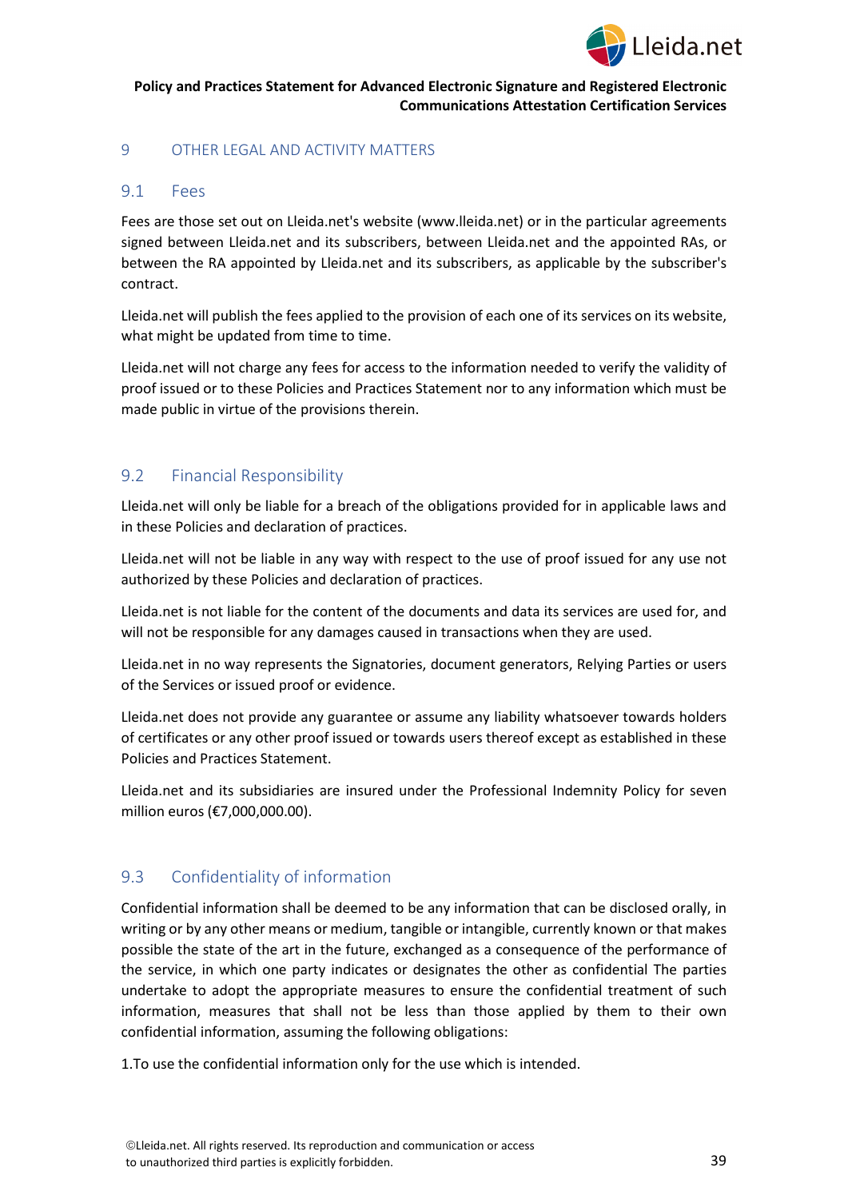# 9 OTHER LEGAL AND ACTIVITY MATTERS

## 9.1 Fees

Fees are those set out on Lleida.net's website (www.lleida.net) or in the particular agreements signed between Lleida.net and its subscribers, between Lleida.net and the appointed RAs, or between the RA appointed by Lleida.net and its subscribers, as applicable by the subscriber's contract.

Lleida.net will publish the fees applied to the provision of each one of its services on its website, what might be updated from time to time.

Lleida.net will not charge any fees for access to the information needed to verify the validity of proof issued or to these Policies and Practices Statement nor to any information which must be made public in virtue of the provisions therein.

## 9.2 Financial Responsibility

Lleida.net will only be liable for a breach of the obligations provided for in applicable laws and in these Policies and declaration of practices.

Lleida.net will not be liable in any way with respect to the use of proof issued for any use not authorized by these Policies and declaration of practices.

Lleida.net is not liable for the content of the documents and data its services are used for, and will not be responsible for any damages caused in transactions when they are used.

Lleida.net in no way represents the Signatories, document generators, Relying Parties or users of the Services or issued proof or evidence.

Lleida.net does not provide any guarantee or assume any liability whatsoever towards holders of certificates or any other proof issued or towards users thereof except as established in these Policies and Practices Statement.

Lleida.net and its subsidiaries are insured under the Professional Indemnity Policy for seven million euros (€7,000,000.00).

## 9.3 Confidentiality of information

Confidential information shall be deemed to be any information that can be disclosed orally, in writing or by any other means or medium, tangible or intangible, currently known or that makes possible the state of the art in the future, exchanged as a consequence of the performance of the service, in which one party indicates or designates the other as confidential The parties undertake to adopt the appropriate measures to ensure the confidential treatment of such information, measures that shall not be less than those applied by them to their own confidential information, assuming the following obligations:

1.To use the confidential information only for the use which is intended.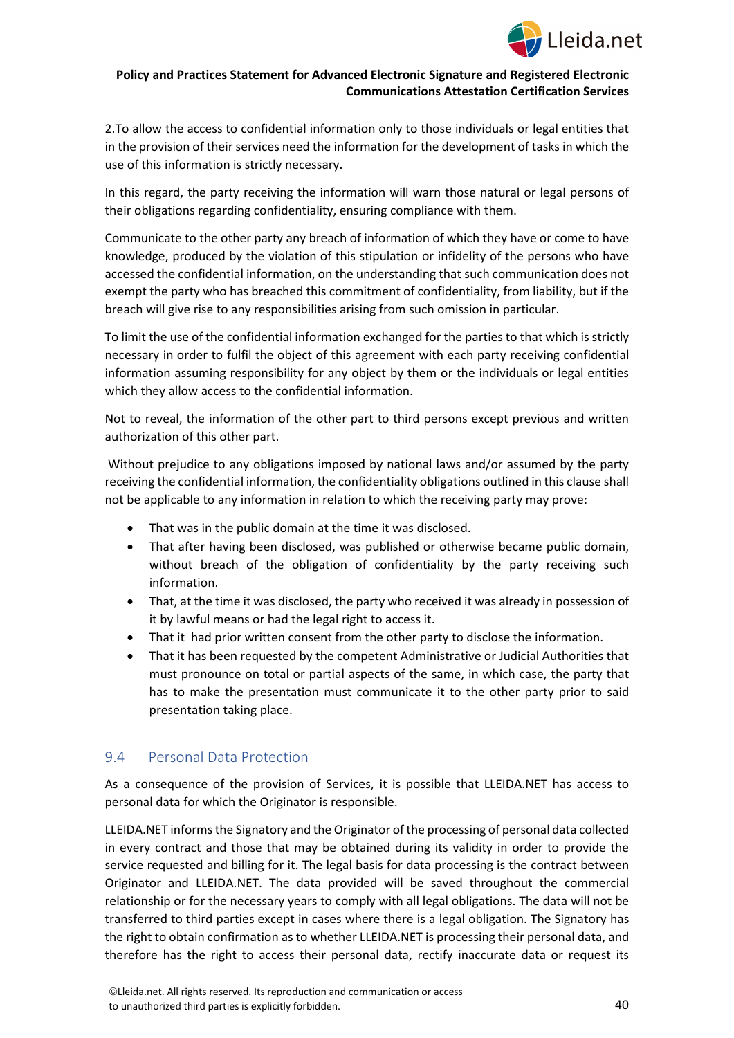2.To allow the access to confidential information only to those individuals or legal entities that in the provision of their services need the information for the development of tasks in which the use of this information is strictly necessary.

In this regard, the party receiving the information will warn those natural or legal persons of their obligations regarding confidentiality, ensuring compliance with them.

Communicate to the other party any breach of information of which they have or come to have knowledge, produced by the violation of this stipulation or infidelity of the persons who have accessed the confidential information, on the understanding that such communication does not exempt the party who has breached this commitment of confidentiality, from liability, but if the breach will give rise to any responsibilities arising from such omission in particular.

To limit the use of the confidential information exchanged for the parties to that which is strictly necessary in order to fulfil the object of this agreement with each party receiving confidential information assuming responsibility for any object by them or the individuals or legal entities which they allow access to the confidential information.

Not to reveal, the information of the other part to third persons except previous and written authorization of this other part.

Without prejudice to any obligations imposed by national laws and/or assumed by the party receiving the confidential information, the confidentiality obligations outlined in this clause shall not be applicable to any information in relation to which the receiving party may prove:

- That was in the public domain at the time it was disclosed.
- That after having been disclosed, was published or otherwise became public domain, without breach of the obligation of confidentiality by the party receiving such information.
- That, at the time it was disclosed, the party who received it was already in possession of it by lawful means or had the legal right to access it.
- That it had prior written consent from the other party to disclose the information.
- That it has been requested by the competent Administrative or Judicial Authorities that must pronounce on total or partial aspects of the same, in which case, the party that has to make the presentation must communicate it to the other party prior to said presentation taking place.

## 9.4 Personal Data Protection

As a consequence of the provision of Services, it is possible that LLEIDA.NET has access to personal data for which the Originator is responsible.

LLEIDA.NET informs the Signatory and the Originator of the processing of personal data collected in every contract and those that may be obtained during its validity in order to provide the service requested and billing for it. The legal basis for data processing is the contract between Originator and LLEIDA.NET. The data provided will be saved throughout the commercial relationship or for the necessary years to comply with all legal obligations. The data will not be transferred to third parties except in cases where there is a legal obligation. The Signatory has the right to obtain confirmation as to whether LLEIDA.NET is processing their personal data, and therefore has the right to access their personal data, rectify inaccurate data or request its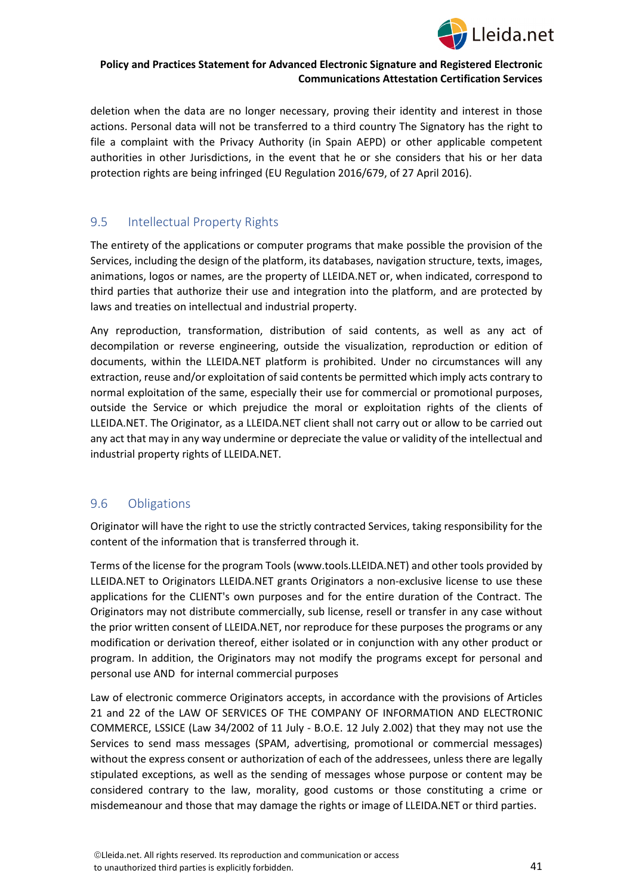deletion when the data are no longer necessary, proving their identity and interest in those actions. Personal data will not be transferred to a third country The Signatory has the right to file a complaint with the Privacy Authority (in Spain AEPD) or other applicable competent authorities in other Jurisdictions, in the event that he or she considers that his or her data protection rights are being infringed (EU Regulation 2016/679, of 27 April 2016).

## 9.5 Intellectual Property Rights

The entirety of the applications or computer programs that make possible the provision of the Services, including the design of the platform, its databases, navigation structure, texts, images, animations, logos or names, are the property of LLEIDA.NET or, when indicated, correspond to third parties that authorize their use and integration into the platform, and are protected by laws and treaties on intellectual and industrial property.

Any reproduction, transformation, distribution of said contents, as well as any act of decompilation or reverse engineering, outside the visualization, reproduction or edition of documents, within the LLEIDA.NET platform is prohibited. Under no circumstances will any extraction, reuse and/or exploitation of said contents be permitted which imply acts contrary to normal exploitation of the same, especially their use for commercial or promotional purposes, outside the Service or which prejudice the moral or exploitation rights of the clients of LLEIDA.NET. The Originator, as a LLEIDA.NET client shall not carry out or allow to be carried out any act that may in any way undermine or depreciate the value or validity of the intellectual and industrial property rights of LLEIDA.NET.

## 9.6 Obligations

Originator will have the right to use the strictly contracted Services, taking responsibility for the content of the information that is transferred through it.

Terms of the license for the program Tools (www.tools.LLEIDA.NET) and other tools provided by LLEIDA.NET to Originators LLEIDA.NET grants Originators a non-exclusive license to use these applications for the CLIENT's own purposes and for the entire duration of the Contract. The Originators may not distribute commercially, sub license, resell or transfer in any case without the prior written consent of LLEIDA.NET, nor reproduce for these purposes the programs or any modification or derivation thereof, either isolated or in conjunction with any other product or program. In addition, the Originators may not modify the programs except for personal and personal use AND for internal commercial purposes

Law of electronic commerce Originators accepts, in accordance with the provisions of Articles 21 and 22 of the LAW OF SERVICES OF THE COMPANY OF INFORMATION AND ELECTRONIC COMMERCE, LSSICE (Law 34/2002 of 11 July - B.O.E. 12 July 2.002) that they may not use the Services to send mass messages (SPAM, advertising, promotional or commercial messages) without the express consent or authorization of each of the addressees, unless there are legally stipulated exceptions, as well as the sending of messages whose purpose or content may be considered contrary to the law, morality, good customs or those constituting a crime or misdemeanour and those that may damage the rights or image of LLEIDA.NET or third parties.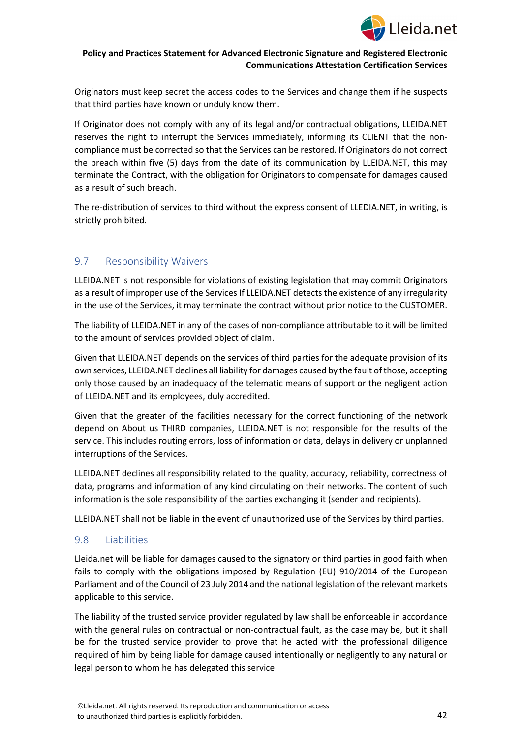Originators must keep secret the access codes to the Services and change them if he suspects that third parties have known or unduly know them.

If Originator does not comply with any of its legal and/or contractual obligations, LLEIDA.NET reserves the right to interrupt the Services immediately, informing its CLIENT that the non-compliance must be corrected so that the Services can be restored. If Originators do not correct the breach within five (5) days from the date of its communication by LLEIDA.NET, this may terminate the Contract, with the obligation for Originators to compensate for damages caused as a result of such breach.

The re-distribution of services to third without the express consent of LLEDIA.NET, in writing, is strictly prohibited.

## 9.7 Responsibility Waivers

LLEIDA.NET is not responsible for violations of existing legislation that may commit Originators as a result of improper use of the Services If LLEIDA.NET detects the existence of any irregularity in the use of the Services, it may terminate the contract without prior notice to the CUSTOMER.

The liability of LLEIDA.NET in any of the cases of non-compliance attributable to it will be limited to the amount of services provided object of claim.

Given that LLEIDA.NET depends on the services of third parties for the adequate provision of its own services, LLEIDA.NET declines all liability for damages caused by the fault of those, accepting only those caused by an inadequacy of the telematic means of support or the negligent action of LLEIDA.NET and its employees, duly accredited.

Given that the greater of the facilities necessary for the correct functioning of the network depend on About us THIRD companies, LLEIDA.NET is not responsible for the results of the service. This includes routing errors, loss of information or data, delays in delivery or unplanned interruptions of the Services.

LLEIDA.NET declines all responsibility related to the quality, accuracy, reliability, correctness of data, programs and information of any kind circulating on their networks. The content of such information is the sole responsibility of the parties exchanging it (sender and recipients).

LLEIDA.NET shall not be liable in the event of unauthorized use of the Services by third parties.

## 9.8 Liabilities

Lleida.net will be liable for damages caused to the signatory or third parties in good faith when fails to comply with the obligations imposed by Regulation (EU) 910/2014 of the European Parliament and of the Council of 23 July 2014 and the national legislation of the relevant markets applicable to this service.

The liability of the trusted service provider regulated by law shall be enforceable in accordance with the general rules on contractual or non-contractual fault, as the case may be, but it shall be for the trusted service provider to prove that he acted with the professional diligence required of him by being liable for damage caused intentionally or negligently to any natural or legal person to whom he has delegated this service.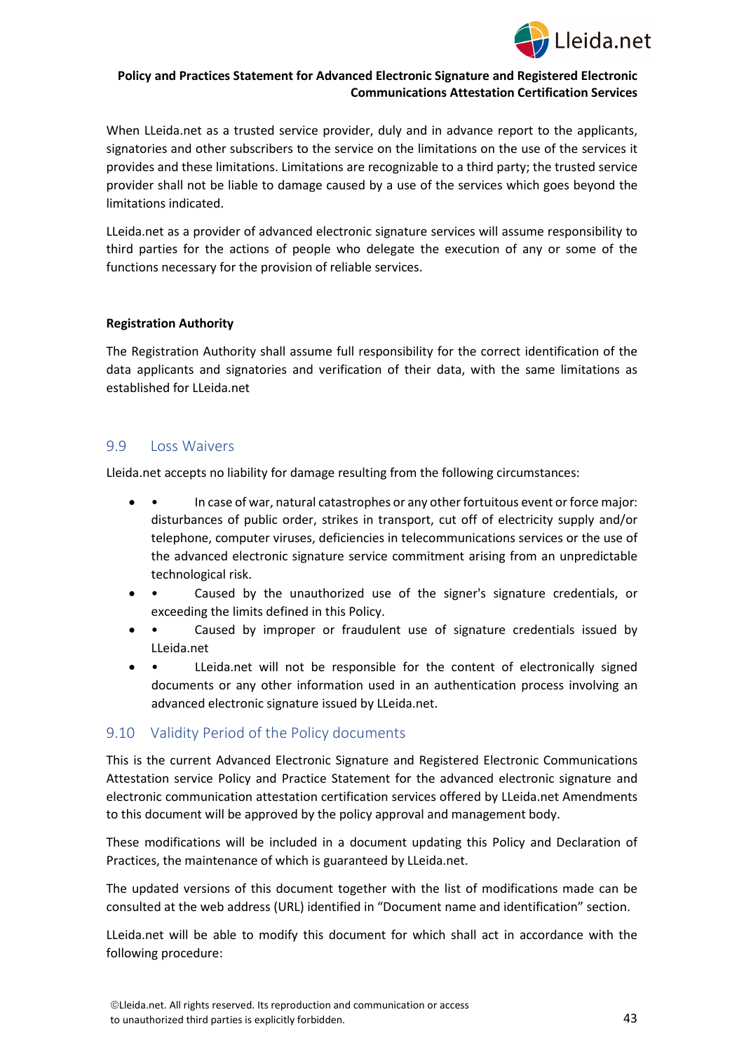When LLeida.net as a trusted service provider, duly and in advance report to the applicants, signatories and other subscribers to the service on the limitations on the use of the services it provides and these limitations. Limitations are recognizable to a third party; the trusted service provider shall not be liable to damage caused by a use of the services which goes beyond the limitations indicated.

LLeida.net as a provider of advanced electronic signature services will assume responsibility to third parties for the actions of people who delegate the execution of any or some of the functions necessary for the provision of reliable services.

**Registration Authority**

The Registration Authority shall assume full responsibility for the correct identification of the data applicants and signatories and verification of their data, with the same limitations as established for LLeida.net

## 9.9 Loss Waivers

Lleida.net accepts no liability for damage resulting from the following circumstances:

- • In case of war, natural catastrophes or any other fortuitous event or force major: disturbances of public order, strikes in transport, cut off of electricity supply and/or telephone, computer viruses, deficiencies in telecommunications services or the use of the advanced electronic signature service commitment arising from an unpredictable technological risk.
- • Caused by the unauthorized use of the signer's signature credentials, or exceeding the limits defined in this Policy.
- • Caused by improper or fraudulent use of signature credentials issued by LLeida.net
- • LLeida.net will not be responsible for the content of electronically signed documents or any other information used in an authentication process involving an advanced electronic signature issued by LLeida.net.

## 9.10 Validity Period of the Policy documents

This is the current Advanced Electronic Signature and Registered Electronic Communications Attestation service Policy and Practice Statement for the advanced electronic signature and electronic communication attestation certification services offered by LLeida.net Amendments to this document will be approved by the policy approval and management body.

These modifications will be included in a document updating this Policy and Declaration of Practices, the maintenance of which is guaranteed by LLeida.net.

The updated versions of this document together with the list of modifications made can be consulted at the web address (URL) identified in "Document name and identification" section.

LLeida.net will be able to modify this document for which shall act in accordance with the following procedure: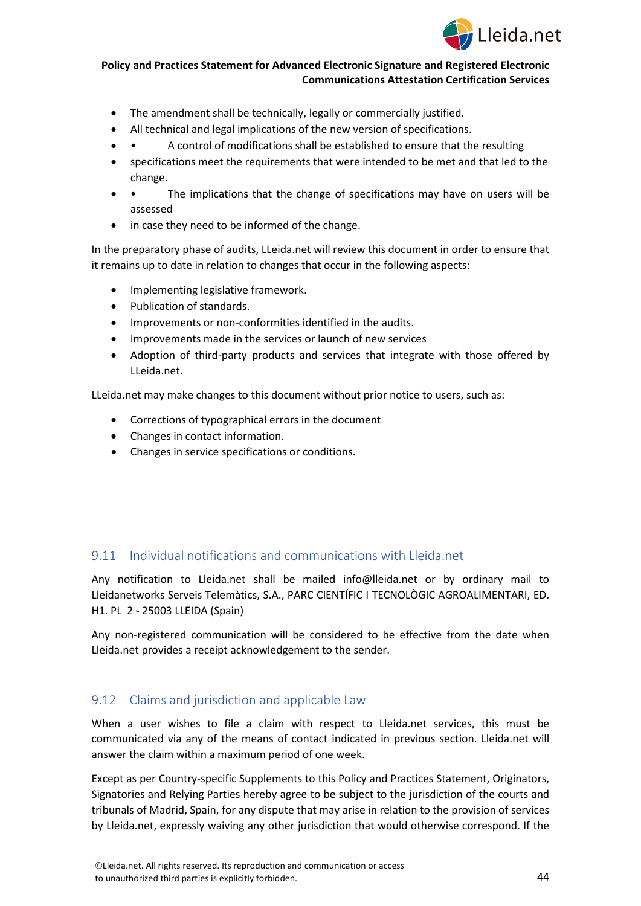- The amendment shall be technically, legally or commercially justified.
- All technical and legal implications of the new version of specifications.
- • A control of modifications shall be established to ensure that the resulting
- specifications meet the requirements that were intended to be met and that led to the change.
- • The implications that the change of specifications may have on users will be assessed
- in case they need to be informed of the change.

In the preparatory phase of audits, LLeida.net will review this document in order to ensure that it remains up to date in relation to changes that occur in the following aspects:

- Implementing legislative framework.
- Publication of standards.
- Improvements or non-conformities identified in the audits.
- Improvements made in the services or launch of new services
- Adoption of third-party products and services that integrate with those offered by LLeida.net.

LLeida.net may make changes to this document without prior notice to users, such as:

- Corrections of typographical errors in the document
- Changes in contact information.
- Changes in service specifications or conditions.

## 9.11 Individual notifications and communications with Lleida.net

Any notification to Lleida.net shall be mailed info@lleida.net or by ordinary mail to Lleidanetworks Serveis Telemàtics, S.A., PARC CIENTÍFIC I TECNOLÒGIC AGROALIMENTARI, ED. H1. PL 2 - 25003 LLEIDA (Spain)

Any non-registered communication will be considered to be effective from the date when Lleida.net provides a receipt acknowledgement to the sender.

## 9.12 Claims and jurisdiction and applicable Law

When a user wishes to file a claim with respect to Lleida.net services, this must be communicated via any of the means of contact indicated in previous section. Lleida.net will answer the claim within a maximum period of one week.

Except as per Country-specific Supplements to this Policy and Practices Statement, Originators, Signatories and Relying Parties hereby agree to be subject to the jurisdiction of the courts and tribunals of Madrid, Spain, for any dispute that may arise in relation to the provision of services by Lleida.net, expressly waiving any other jurisdiction that would otherwise correspond. If the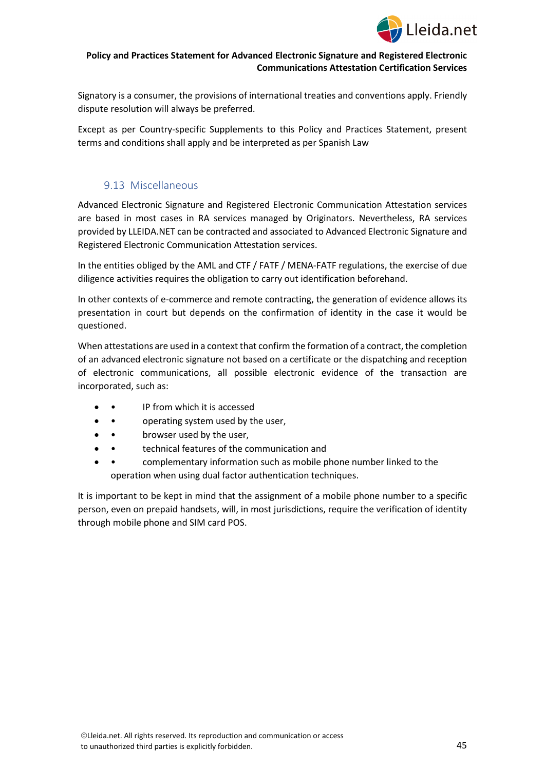Signatory is a consumer, the provisions of international treaties and conventions apply. Friendly dispute resolution will always be preferred.

Except as per Country-specific Supplements to this Policy and Practices Statement, present terms and conditions shall apply and be interpreted as per Spanish Law

## 9.13 Miscellaneous

Advanced Electronic Signature and Registered Electronic Communication Attestation services are based in most cases in RA services managed by Originators. Nevertheless, RA services provided by LLEIDA.NET can be contracted and associated to Advanced Electronic Signature and Registered Electronic Communication Attestation services.

In the entities obliged by the AML and CTF / FATF / MENA-FATF regulations, the exercise of due diligence activities requires the obligation to carry out identification beforehand.

In other contexts of e-commerce and remote contracting, the generation of evidence allows its presentation in court but depends on the confirmation of identity in the case it would be questioned.

When attestations are used in a context that confirm the formation of a contract, the completion of an advanced electronic signature not based on a certificate or the dispatching and reception of electronic communications, all possible electronic evidence of the transaction are incorporated, such as:

- • IP from which it is accessed
- • operating system used by the user,
- • browser used by the user,
- • technical features of the communication and
- • complementary information such as mobile phone number linked to the operation when using dual factor authentication techniques.

It is important to be kept in mind that the assignment of a mobile phone number to a specific person, even on prepaid handsets, will, in most jurisdictions, require the verification of identity through mobile phone and SIM card POS.